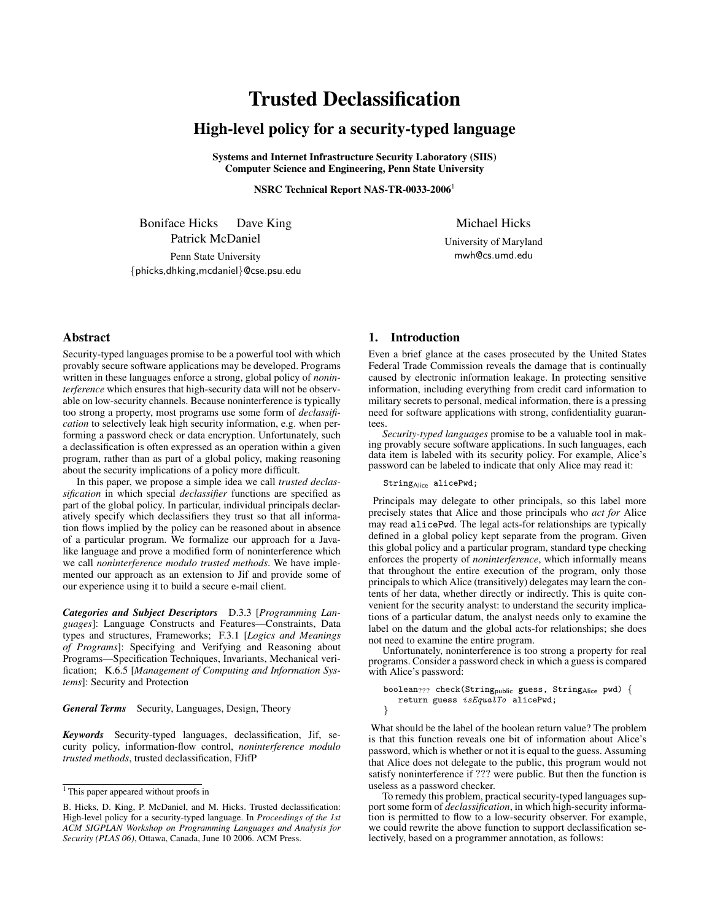# Trusted Declassification

## High-level policy for a security-typed language

**Systems and Internet Infrastructure Security Laboratory (SIIS)**
**Computer Science and Engineering, Penn State University**

**NSRC Technical Report NAS-TR-0033-2006**[1]

Boniface Hicks Dave King
Patrick McDaniel
Penn State University
{phicks,dhking,mcdaniel}@cse.psu.edu

Michael Hicks
University of Maryland
mwh@cs.umd.edu

## Abstract

Security-typed languages promise to be a powerful tool with which provably secure software applications may be developed. Programs written in these languages enforce a strong, global policy of *noninterference* which ensures that high-security data will not be observable on low-security channels. Because noninterference is typically too strong a property, most programs use some form of *declassification* to selectively leak high security information, e.g. when performing a password check or data encryption. Unfortunately, such a declassification is often expressed as an operation within a given program, rather than as part of a global policy, making reasoning about the security implications of a policy more difficult.

In this paper, we propose a simple idea we call *trusted declassification* in which special *declassifier* functions are specified as part of the global policy. In particular, individual principals declaratively specify which declassifiers they trust so that all information flows implied by the policy can be reasoned about in absence of a particular program. We formalize our approach for a Java-like language and prove a modified form of noninterference which we call *noninterference modulo trusted methods*. We have implemented our approach as an extension to Jif and provide some of our experience using it to build a secure e-mail client.

***Categories and Subject Descriptors*** D.3.3 [*Programming Languages*]: Language Constructs and Features—Constraints, Data types and structures, Frameworks; F.3.1 [*Logics and Meanings of Programs*]: Specifying and Verifying and Reasoning about Programs—Specification Techniques, Invariants, Mechanical verification; K.6.5 [*Management of Computing and Information Systems*]: Security and Protection

***General Terms*** Security, Languages, Design, Theory

***Keywords*** Security-typed languages, declassification, Jif, security policy, information-flow control, *noninterference modulo trusted methods*, trusted declassification, FJifP

[1] This paper appeared without proofs in

B. Hicks, D. King, P. McDaniel, and M. Hicks. Trusted declassification: High-level policy for a security-typed language. In *Proceedings of the 1st ACM SIGPLAN Workshop on Programming Languages and Analysis for Security (PLAS 06)*, Ottawa, Canada, June 10 2006. ACM Press.

## 1. Introduction

Even a brief glance at the cases prosecuted by the United States Federal Trade Commission reveals the damage that is continually caused by electronic information leakage. In protecting sensitive information, including everything from credit card information to military secrets to personal, medical information, there is a pressing need for software applications with strong, confidentiality guarantees.

*Security-typed languages* promise to be a valuable tool in making provably secure software applications. In such languages, each data item is labeled with its security policy. For example, Alice's password can be labeled to indicate that only Alice may read it:

```
String_Alice alicePwd;
```

Principals may delegate to other principals, so this label more precisely states that Alice and those principals who *act for* Alice may read `alicePwd`. The legal acts-for relationships are typically defined in a global policy kept separate from the program. Given this global policy and a particular program, standard type checking enforces the property of *noninterference*, which informally means that throughout the entire execution of the program, only those principals to which Alice (transitively) delegates may learn the contents of her data, whether directly or indirectly. This is quite convenient for the security analyst: to understand the security implications of a particular datum, the analyst needs only to examine the label on the datum and the global acts-for relationships; she does not need to examine the entire program.

Unfortunately, noninterference is too strong a property for real programs. Consider a password check in which a guess is compared with Alice's password:

```
boolean_??? check(String_public guess, String_Alice pwd) {
   return guess isEqualTo alicePwd;
}
```

What should be the label of the boolean return value? The problem is that this function reveals one bit of information about Alice's password, which is whether or not it is equal to the guess. Assuming that Alice does not delegate to the public, this program would not satisfy noninterference if ??? were public. But then the function is useless as a password checker.

To remedy this problem, practical security-typed languages support some form of *declassification*, in which high-security information is permitted to flow to a low-security observer. For example, we could rewrite the above function to support declassification selectively, based on a programmer annotation, as follows: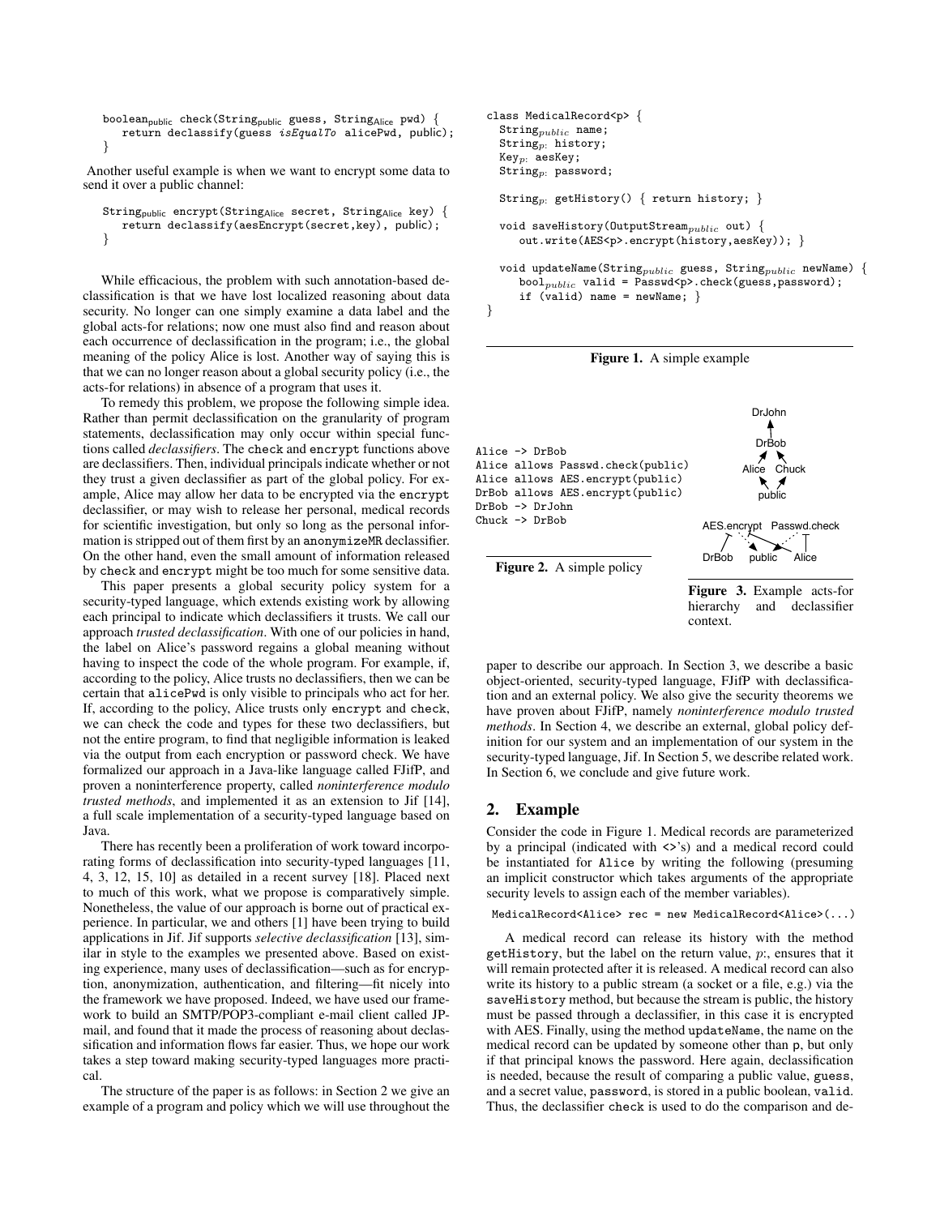```
boolean_public check(String_public guess, String_Alice pwd) {
    return declassify(guess isEqualTo alicePwd, public);
}
```

Another useful example is when we want to encrypt some data to send it over a public channel:

```
String_public encrypt(String_Alice secret, String_Alice key) {
    return declassify(aesEncrypt(secret,key), public);
}
```

While efficacious, the problem with such annotation-based declassification is that we have lost localized reasoning about data security. No longer can one simply examine a data label and the global acts-for relations; now one must also find and reason about each occurrence of declassification in the program; i.e., the global meaning of the policy Alice is lost. Another way of saying this is that we can no longer reason about a global security policy (i.e., the acts-for relations) in absence of a program that uses it.

To remedy this problem, we propose the following simple idea. Rather than permit declassification on the granularity of program statements, declassification may only occur within special functions called *declassifiers*. The check and encrypt functions above are declassifiers. Then, individual principals indicate whether or not they trust a given declassifier as part of the global policy. For example, Alice may allow her data to be encrypted via the encrypt declassifier, or may wish to release her personal, medical records for scientific investigation, but only so long as the personal information is stripped out of them first by an anonymizeMR declassifier. On the other hand, even the small amount of information released by check and encrypt might be too much for some sensitive data.

This paper presents a global security policy system for a security-typed language, which extends existing work by allowing each principal to indicate which declassifiers it trusts. We call our approach *trusted declassification*. With one of our policies in hand, the label on Alice's password regains a global meaning without having to inspect the code of the whole program. For example, if, according to the policy, Alice trusts no declassifiers, then we can be certain that alicePwd is only visible to principals who act for her. If, according to the policy, Alice trusts only encrypt and check, we can check the code and types for these two declassifiers, but not the entire program, to find that negligible information is leaked via the output from each encryption or password check. We have formalized our approach in a Java-like language called FJifP, and proven a noninterference property, called *noninterference modulo trusted methods*, and implemented it as an extension to Jif [14], a full scale implementation of a security-typed language based on Java.

There has recently been a proliferation of work toward incorporating forms of declassification into security-typed languages [11, 4, 3, 12, 15, 10] as detailed in a recent survey [18]. Placed next to much of this work, what we propose is comparatively simple. Nonetheless, the value of our approach is borne out of practical experience. In particular, we and others [1] have been trying to build applications in Jif. Jif supports *selective declassification* [13], similar in style to the examples we presented above. Based on existing experience, many uses of declassification—such as for encryption, anonymization, authentication, and filtering—fit nicely into the framework we have proposed. Indeed, we have used our framework to build an SMTP/POP3-compliant e-mail client called JPmail, and found that it made the process of reasoning about declassification and information flows far easier. Thus, we hope our work takes a step toward making security-typed languages more practical.

The structure of the paper is as follows: in Section 2 we give an example of a program and policy which we will use throughout the paper to describe our approach. In Section 3, we describe a basic object-oriented, security-typed language, FJifP with declassification and an external policy. We also give the security theorems we have proven about FJifP, namely *noninterference modulo trusted methods*. In Section 4, we describe an external, global policy definition for our system and an implementation of our system in the security-typed language, Jif. In Section 5, we describe related work. In Section 6, we conclude and give future work.

```
class MedicalRecord<p> {
  String_public name;
  String_p: history;
  Key_p: aesKey;
  String_p: password;

  String_p: getHistory() { return history; }

  void saveHistory(OutputStream_public out) {
     out.write(AES<p>.encrypt(history,aesKey)); }

  void updateName(String_public guess, String_public newName) {
     bool_public valid = Passwd<p>.check(guess,password);
     if (valid) name = newName; }
}
```

**Figure 1.** A simple example

```
Alice -> DrBob
Alice allows Passwd.check(public)
Alice allows AES.encrypt(public)
DrBob allows AES.encrypt(public)
DrBob -> DrJohn
Chuck -> DrBob
```

**Figure 2.** A simple policy

**Figure 3.** Example acts-for hierarchy and declassifier context.

## 2. Example

Consider the code in Figure 1. Medical records are parameterized by a principal (indicated with <>'s) and a medical record could be instantiated for Alice by writing the following (presuming an implicit constructor which takes arguments of the appropriate security levels to assign each of the member variables).

```
MedicalRecord<Alice> rec = new MedicalRecord<Alice>(...)
```

A medical record can release its history with the method getHistory, but the label on the return value, $p$:, ensures that it will remain protected after it is released. A medical record can also write its history to a public stream (a socket or a file, e.g.) via the saveHistory method, but because the stream is public, the history must be passed through a declassifier, in this case it is encrypted with AES. Finally, using the method updateName, the name on the medical record can be updated by someone other than p, but only if that principal knows the password. Here again, declassification is needed, because the result of comparing a public value, guess, and a secret value, password, is stored in a public boolean, valid. Thus, the declassifier check is used to do the comparison and de-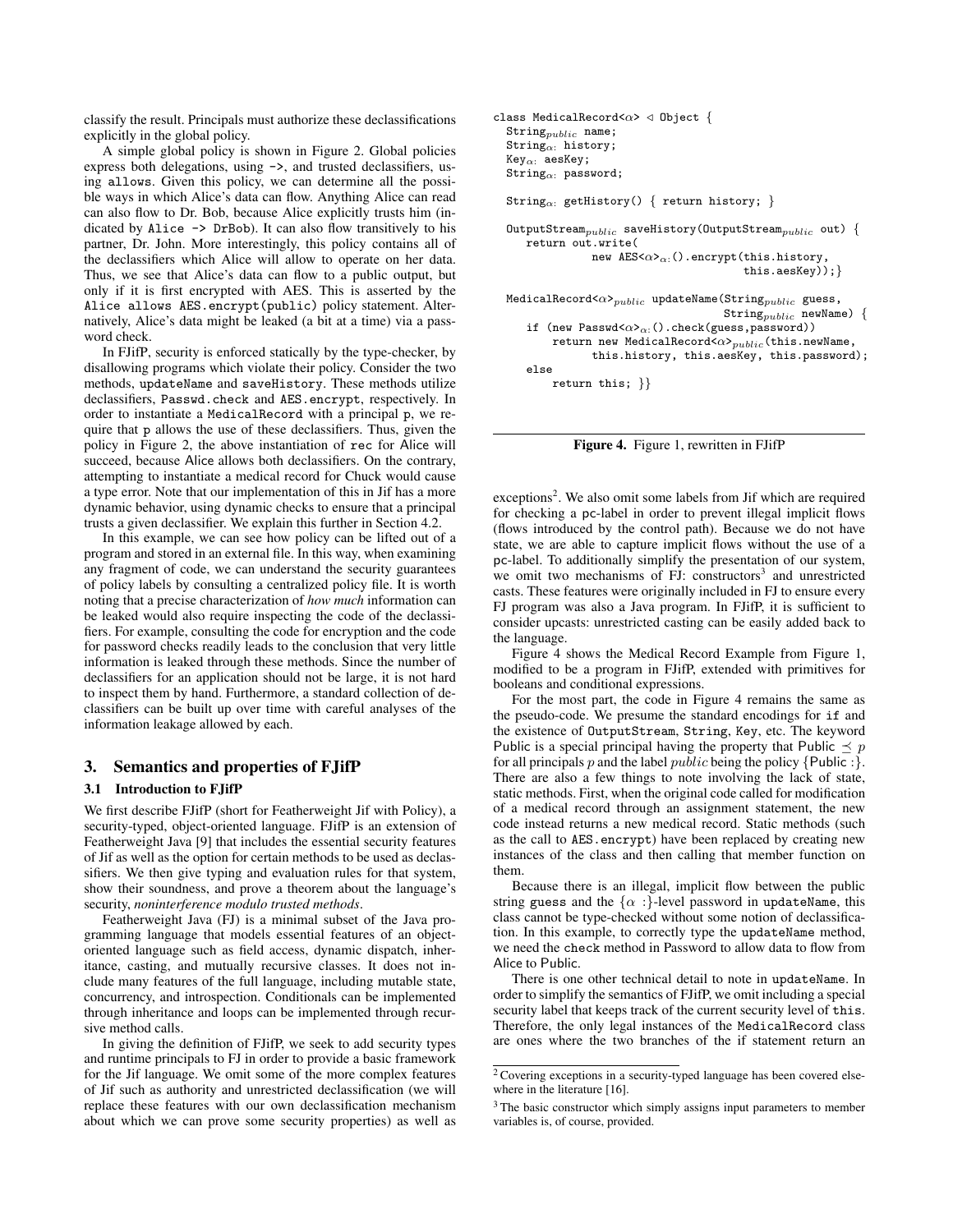classify the result. Principals must authorize these declassifications explicitly in the global policy.

A simple global policy is shown in Figure 2. Global policies express both delegations, using `->`, and trusted declassifiers, using `allows`. Given this policy, we can determine all the possible ways in which Alice's data can flow. Anything Alice can read can also flow to Dr. Bob, because Alice explicitly trusts him (indicated by `Alice -> DrBob`). It can also flow transitively to his partner, Dr. John. More interestingly, this policy contains all of the declassifiers which Alice will allow to operate on her data. Thus, we see that Alice's data can flow to a public output, but only if it is first encrypted with AES. This is asserted by the `Alice allows AES.encrypt(public)` policy statement. Alternatively, Alice's data might be leaked (a bit at a time) via a password check.

In FJifP, security is enforced statically by the type-checker, by disallowing programs which violate their policy. Consider the two methods, `updateName` and `saveHistory`. These methods utilize declassifiers, `Passwd.check` and `AES.encrypt`, respectively. In order to instantiate a `MedicalRecord` with a principal `p`, we require that `p` allows the use of these declassifiers. Thus, given the policy in Figure 2, the above instantiation of `rec` for Alice will succeed, because Alice allows both declassifiers. On the contrary, attempting to instantiate a medical record for Chuck would cause a type error. Note that our implementation of this in Jif has a more dynamic behavior, using dynamic checks to ensure that a principal trusts a given declassifier. We explain this further in Section 4.2.

In this example, we can see how policy can be lifted out of a program and stored in an external file. In this way, when examining any fragment of code, we can understand the security guarantees of policy labels by consulting a centralized policy file. It is worth noting that a precise characterization of *how much* information can be leaked would also require inspecting the code of the declassifiers. For example, consulting the code for encryption and the code for password checks readily leads to the conclusion that very little information is leaked through these methods. Since the number of declassifiers for an application should not be large, it is not hard to inspect them by hand. Furthermore, a standard collection of declassifiers can be built up over time with careful analyses of the information leakage allowed by each.

## 3. Semantics and properties of FJifP

### 3.1 Introduction to FJifP

We first describe FJifP (short for Featherweight Jif with Policy), a security-typed, object-oriented language. FJifP is an extension of Featherweight Java [9] that includes the essential security features of Jif as well as the option for certain methods to be used as declassifiers. We then give typing and evaluation rules for that system, show their soundness, and prove a theorem about the language's security, *noninterference modulo trusted methods*.

Featherweight Java (FJ) is a minimal subset of the Java programming language that models essential features of an object-oriented language such as field access, dynamic dispatch, inheritance, casting, and mutually recursive classes. It does not include many features of the full language, including mutable state, concurrency, and introspection. Conditionals can be implemented through inheritance and loops can be implemented through recursive method calls.

In giving the definition of FJifP, we seek to add security types and runtime principals to FJ in order to provide a basic framework for the Jif language. We omit some of the more complex features of Jif such as authority and unrestricted declassification (we will replace these features with our own declassification mechanism about which we can prove some security properties) as well as

```
class MedicalRecord<α> ◁ Object {
  String_public name;
  String_α: history;
  Key_α: aesKey;
  String_α: password;

  String_α: getHistory() { return history; }

  OutputStream_public saveHistory(OutputStream_public out) {
     return out.write(
              new AES<α>_α:().encrypt(this.history,
                                      this.aesKey));}

  MedicalRecord<α>_public updateName(String_public guess,
                                     String_public newName) {
     if (new Passwd<α>_α:().check(guess,password))
          return new MedicalRecord<α>_public(this.newName,
               this.history, this.aesKey, this.password);
     else
          return this; }}
```

**Figure 4.** Figure 1, rewritten in FJifP

exceptions[2]. We also omit some labels from Jif which are required for checking a pc-label in order to prevent illegal implicit flows (flows introduced by the control path). Because we do not have state, we are able to capture implicit flows without the use of a pc-label. To additionally simplify the presentation of our system, we omit two mechanisms of FJ: constructors[3] and unrestricted casts. These features were originally included in FJ to ensure every FJ program was also a Java program. In FJifP, it is sufficient to consider upcasts: unrestricted casting can be easily added back to the language.

Figure 4 shows the Medical Record Example from Figure 1, modified to be a program in FJifP, extended with primitives for booleans and conditional expressions.

For the most part, the code in Figure 4 remains the same as the pseudo-code. We presume the standard encodings for `if` and the existence of `OutputStream`, `String`, `Key`, etc. The keyword Public is a special principal having the property that Public $\preceq p$ for all principals $p$ and the label $public$ being the policy {Public :}. There are also a few things to note involving the lack of state, static methods. First, when the original code called for modification of a medical record through an assignment statement, the new code instead returns a new medical record. Static methods (such as the call to `AES.encrypt`) have been replaced by creating new instances of the class and then calling that member function on them.

Because there is an illegal, implicit flow between the public string `guess` and the $\{\alpha :\}$-level password in `updateName`, this class cannot be type-checked without some notion of declassification. In this example, to correctly type the `updateName` method, we need the `check` method in Password to allow data to flow from Alice to Public.

There is one other technical detail to note in `updateName`. In order to simplify the semantics of FJifP, we omit including a special security label that keeps track of the current security level of `this`. Therefore, the only legal instances of the `MedicalRecord` class are ones where the two branches of the if statement return an

[2] Covering exceptions in a security-typed language has been covered elsewhere in the literature [16].

[3] The basic constructor which simply assigns input parameters to member variables is, of course, provided.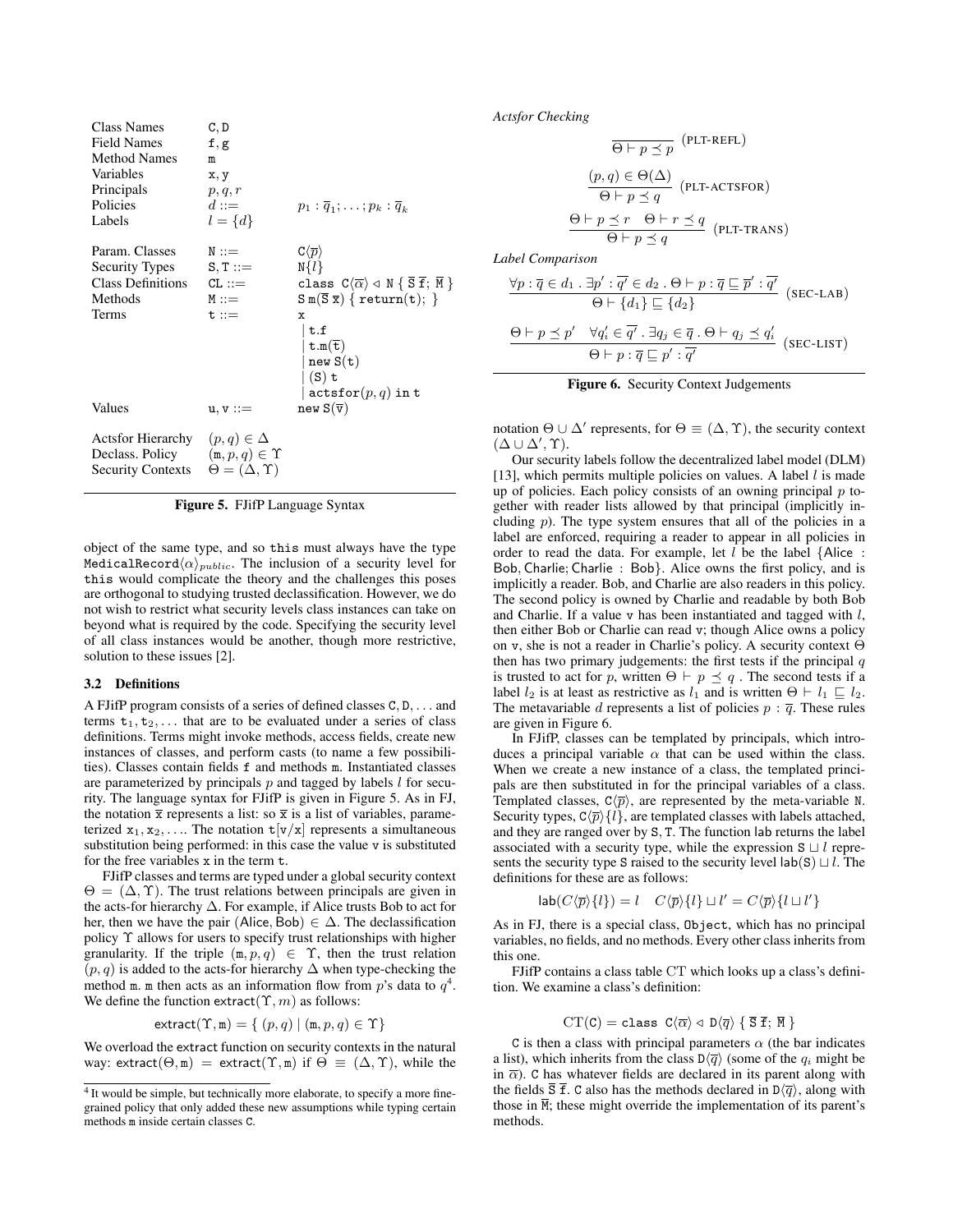| | | |
|---|---|---|
| Class Names | C, D | |
| Field Names | f, g | |
| Method Names | m | |
| Variables | x, y | |
| Principals | $p, q, r$ | |
| Policies | $d ::=$ | $p_1 : \overline{q}_1; \ldots; p_k : \overline{q}_k$ |
| Labels | $l = \{d\}$ | |
| Param. Classes | N ::= | $\mathtt{C}\langle\overline{p}\rangle$ |
| Security Types | S, T ::= | $\mathtt{N}\{l\}$ |
| Class Definitions | CL ::= | $\mathtt{class}\ \mathtt{C}\langle\overline{\alpha}\rangle \lhd \mathtt{N}\ \{\ \overline{\mathtt{S}}\ \overline{\mathtt{f}};\ \overline{\mathtt{M}}\ \}$ |
| Methods | M ::= | $\mathtt{S}\ \mathtt{m}(\overline{\mathtt{S}}\ \overline{\mathtt{x}})\ \{\ \mathtt{return}(\mathtt{t});\ \}$ |
| Terms | t ::= | x |
| | | $\mid$ t.f |
| | | $\mid$ $\mathtt{t.m}(\overline{\mathtt{t}})$ |
| | | $\mid$ new S(t) |
| | | $\mid$ (S) t |
| | | $\mid$ $\mathtt{actsfor}(p, q)\ \mathtt{in}\ \mathtt{t}$ |
| Values | u, v ::= | $\mathtt{new}\ \mathtt{S}(\overline{\mathtt{v}})$ |
| Actsfor Hierarchy | $(p, q) \in \Delta$ | |
| Declass. Policy | $(\mathtt{m}, p, q) \in \Upsilon$ | |
| Security Contexts | $\Theta = (\Delta, \Upsilon)$ | |

**Figure 5.** FJifP Language Syntax

object of the same type, and so this must always have the type $\mathtt{MedicalRecord}\langle\alpha\rangle_{public}$. The inclusion of a security level for this would complicate the theory and the challenges this poses are orthogonal to studying trusted declassification. However, we do not wish to restrict what security levels class instances can take on beyond what is required by the code. Specifying the security level of all class instances would be another, though more restrictive, solution to these issues [2].

### 3.2 Definitions

A FJifP program consists of a series of defined classes C, D, ... and terms $\mathtt{t}_1, \mathtt{t}_2, \ldots$ that are to be evaluated under a series of class definitions. Terms might invoke methods, access fields, create new instances of classes, and perform casts (to name a few possibilities). Classes contain fields f and methods m. Instantiated classes are parameterized by principals $p$ and tagged by labels $l$ for security. The language syntax for FJifP is given in Figure 5. As in FJ, the notation $\overline{\mathtt{x}}$ represents a list: so $\overline{\mathtt{x}}$ is a list of variables, parameterized $\mathtt{x}_1, \mathtt{x}_2, \ldots$. The notation $\mathtt{t}[\mathtt{v}/\mathtt{x}]$ represents a simultaneous substitution being performed: in this case the value v is substituted for the free variables x in the term t.

FJifP classes and terms are typed under a global security context $\Theta = (\Delta, \Upsilon)$. The trust relations between principals are given in the acts-for hierarchy $\Delta$. For example, if Alice trusts Bob to act for her, then we have the pair $(\mathsf{Alice}, \mathsf{Bob}) \in \Delta$. The declassification policy $\Upsilon$ allows for users to specify trust relationships with higher granularity. If the triple $(\mathtt{m}, p, q) \in \Upsilon$, then the trust relation $(p, q)$ is added to the acts-for hierarchy $\Delta$ when type-checking the method m. m then acts as an information flow from $p$'s data to $q$[4]. We define the function $\mathsf{extract}(\Upsilon, m)$ as follows:

$$\mathsf{extract}(\Upsilon, \mathtt{m}) = \{\ (p, q) \mid (\mathtt{m}, p, q) \in \Upsilon\}$$

We overload the extract function on security contexts in the natural way: $\mathsf{extract}(\Theta, \mathtt{m}) = \mathsf{extract}(\Upsilon, \mathtt{m})$ if $\Theta \equiv (\Delta, \Upsilon)$, while the notation $\Theta \cup \Delta'$ represents, for $\Theta \equiv (\Delta, \Upsilon)$, the security context $(\Delta \cup \Delta', \Upsilon)$.

[4] It would be simple, but technically more elaborate, to specify a more fine-grained policy that only added these new assumptions while typing certain methods m inside certain classes C.

*Actsfor Checking*

$$\frac{}{\Theta \vdash p \preceq p}\ \text{(PLT-REFL)}$$

$$\frac{(p, q) \in \Theta(\Delta)}{\Theta \vdash p \preceq q}\ \text{(PLT-ACTSFOR)}$$

$$\frac{\Theta \vdash p \preceq r \quad \Theta \vdash r \preceq q}{\Theta \vdash p \preceq q}\ \text{(PLT-TRANS)}$$

*Label Comparison*

$$\frac{\forall p : \overline{q} \in d_1\ .\ \exists p' : \overline{q'} \in d_2\ .\ \Theta \vdash p : \overline{q} \sqsubseteq p' : \overline{q'}}{\Theta \vdash \{d_1\} \sqsubseteq \{d_2\}}\ \text{(SEC-LAB)}$$

$$\frac{\Theta \vdash p \preceq p' \quad \forall q'_i \in \overline{q'}\ .\ \exists q_j \in \overline{q}\ .\ \Theta \vdash q_j \preceq q'_i}{\Theta \vdash p : \overline{q} \sqsubseteq p' : \overline{q'}}\ \text{(SEC-LIST)}$$

**Figure 6.** Security Context Judgements

Our security labels follow the decentralized label model (DLM) [13], which permits multiple policies on values. A label $l$ is made up of policies. Each policy consists of an owning principal $p$ together with reader lists allowed by that principal (implicitly including $p$). The type system ensures that all of the policies in a label are enforced, requiring a reader to appear in all policies in order to read the data. For example, let $l$ be the label $\{\mathsf{Alice} : \mathsf{Bob}, \mathsf{Charlie}; \mathsf{Charlie} : \mathsf{Bob}\}$. Alice owns the first policy, and is implicitly a reader. Bob, and Charlie are also readers in this policy. The second policy is owned by Charlie and readable by both Bob and Charlie. If a value v has been instantiated and tagged with $l$, then either Bob or Charlie can read v; though Alice owns a policy on v, she is not a reader in Charlie's policy. A security context $\Theta$ then has two primary judgements: the first tests if the principal $q$ is trusted to act for $p$, written $\Theta \vdash p \preceq q$. The second tests if a label $l_2$ is at least as restrictive as $l_1$ and is written $\Theta \vdash l_1 \sqsubseteq l_2$. The metavariable $d$ represents a list of policies $p : \overline{q}$. These rules are given in Figure 6.

In FJifP, classes can be templated by principals, which introduces a principal variable $\alpha$ that can be used within the class. When we create a new instance of a class, the templated principals are then substituted in for the principal variables of a class. Templated classes, $\mathtt{C}\langle\overline{p}\rangle$, are represented by the meta-variable N. Security types, $\mathtt{C}\langle\overline{p}\rangle\{l\}$, are templated classes with labels attached, and they are ranged over by S, T. The function lab returns the label associated with a security type, while the expression $\mathtt{S} \sqcup l$ represents the security type S raised to the security level $\mathsf{lab}(\mathtt{S}) \sqcup l$. The definitions for these are as follows:

$$\mathsf{lab}(C\langle\overline{p}\rangle\{l\}) = l \quad C\langle\overline{p}\rangle\{l\} \sqcup l' = C\langle\overline{p}\rangle\{l \sqcup l'\}$$

As in FJ, there is a special class, Object, which has no principal variables, no fields, and no methods. Every other class inherits from this one.

FJifP contains a class table CT which looks up a class's definition. We examine a class's definition:

$$\mathrm{CT}(\mathtt{C}) = \mathtt{class}\ \mathtt{C}\langle\overline{\alpha}\rangle \lhd \mathtt{D}\langle\overline{q}\rangle\ \{\ \overline{\mathtt{S}}\ \overline{\mathtt{f}};\ \overline{\mathtt{M}}\ \}$$

C is then a class with principal parameters $\alpha$ (the bar indicates a list), which inherits from the class $\mathtt{D}\langle\overline{q}\rangle$ (some of the $q_i$ might be in $\overline{\alpha}$). C has whatever fields are declared in its parent along with the fields $\overline{\mathtt{S}}\ \overline{\mathtt{f}}$. C also has the methods declared in $\mathtt{D}\langle\overline{q}\rangle$, along with those in $\overline{\mathtt{M}}$; these might override the implementation of its parent's methods.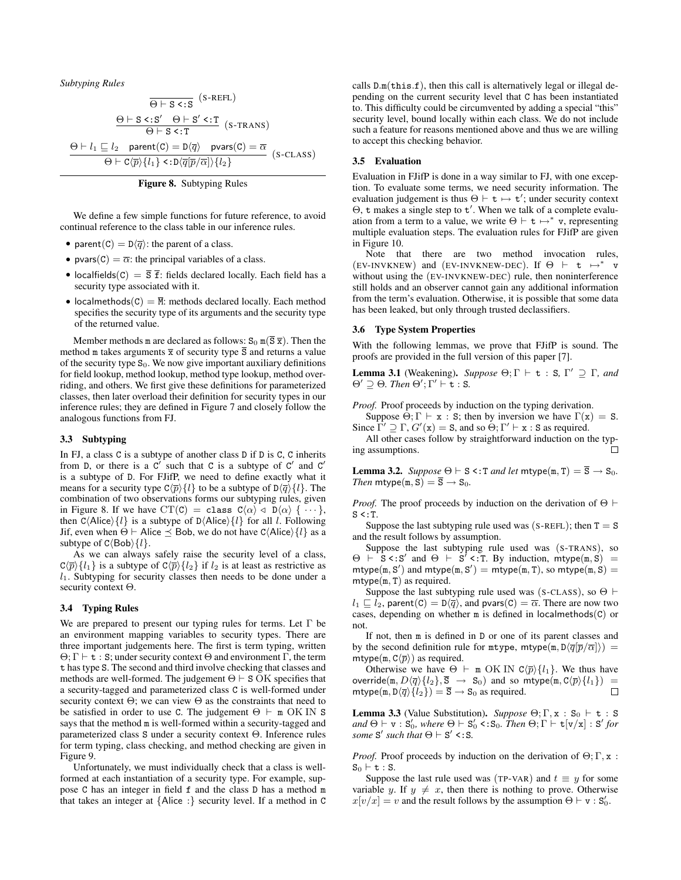*Subtyping Rules*

$$\frac{}{\Theta \vdash \texttt{S} \texttt{<:} \texttt{S}} \text{ (S-REFL)}$$

$$\frac{\Theta \vdash \texttt{S} \texttt{<:} \texttt{S}' \quad \Theta \vdash \texttt{S}' \texttt{<:} \texttt{T}}{\Theta \vdash \texttt{S} \texttt{<:} \texttt{T}} \text{ (S-TRANS)}$$

$$\frac{\Theta \vdash l_1 \sqsubseteq l_2 \quad \mathsf{parent}(\texttt{C}) = \texttt{D}\langle \overline{q} \rangle \quad \mathsf{pvars}(\texttt{C}) = \overline{\alpha}}{\Theta \vdash \texttt{C}\langle \overline{p} \rangle \{l_1\} \texttt{<:} \texttt{D}\langle \overline{q}[\overline{p}/\overline{\alpha}] \rangle \{l_2\}} \text{ (S-CLASS)}$$

**Figure 8.** Subtyping Rules

We define a few simple functions for future reference, to avoid continual reference to the class table in our inference rules.

- $\mathsf{parent}(\texttt{C}) = \texttt{D}\langle \overline{q} \rangle$: the parent of a class.
- $\mathsf{pvars}(\texttt{C}) = \overline{\alpha}$: the principal variables of a class.
- $\mathsf{localfields}(\texttt{C}) = \overline{\texttt{S}}\ \overline{\texttt{f}}$: fields declared locally. Each field has a security type associated with it.
- $\mathsf{localmethods}(\texttt{C}) = \overline{\texttt{M}}$: methods declared locally. Each method specifies the security type of its arguments and the security type of the returned value.

Member methods m are declared as follows: $\texttt{S}_0\ \texttt{m}(\overline{\texttt{S}}\ \overline{\texttt{x}})$. Then the method m takes arguments $\overline{\texttt{x}}$ of security type $\overline{\texttt{S}}$ and returns a value of the security type $\texttt{S}_0$. We now give important auxiliary definitions for field lookup, method lookup, method type lookup, method overriding, and others. We first give these definitions for parameterized classes, then later overload their definition for security types in our inference rules; they are defined in Figure 7 and closely follow the analogous functions from FJ.

### 3.3 Subtyping

In FJ, a class C is a subtype of another class D if D is C, C inherits from D, or there is a C′ such that C is a subtype of C′ and C′ is a subtype of D. For FJifP, we need to define exactly what it means for a security type $\texttt{C}\langle \overline{p} \rangle\{l\}$ to be a subtype of $\texttt{D}\langle \overline{q} \rangle\{l\}$. The combination of two observations forms our subtyping rules, given in Figure 8. If we have $CT(\texttt{C}) = \texttt{class C}\langle\alpha\rangle \lhd \texttt{D}\langle\alpha\rangle \{ \cdots \}$, then $\texttt{C}\langle\text{Alice}\rangle\{l\}$ is a subtype of $\texttt{D}\langle\text{Alice}\rangle\{l\}$ for all $l$. Following Jif, even when $\Theta \vdash \text{Alice} \preceq \text{Bob}$, we do not have $\texttt{C}\langle\text{Alice}\rangle\{l\}$ as a subtype of $\texttt{C}\langle\text{Bob}\rangle\{l\}$.

As we can always safely raise the security level of a class, $\texttt{C}\langle \overline{p} \rangle\{l_1\}$ is a subtype of $\texttt{C}\langle \overline{p} \rangle\{l_2\}$ if $l_2$ is at least as restrictive as $l_1$. Subtyping for security classes then needs to be done under a security context $\Theta$.

### 3.4 Typing Rules

We are prepared to present our typing rules for terms. Let $\Gamma$ be an environment mapping variables to security types. There are three important judgements here. The first is term typing, written $\Theta; \Gamma \vdash \texttt{t} : \texttt{S}$; under security context $\Theta$ and environment $\Gamma$, the term t has type S. The second and third involve checking that classes and methods are well-formed. The judgement $\Theta \vdash \texttt{S}$ OK specifies that a security-tagged and parameterized class C is well-formed under security context $\Theta$; we can view $\Theta$ as the constraints that need to be satisfied in order to use C. The judgement $\Theta \vdash \texttt{m}$ OK IN S says that the method m is well-formed within a security-tagged and parameterized class S under a security context $\Theta$. Inference rules for term typing, class checking, and method checking are given in Figure 9.

Unfortunately, we must individually check that a class is well-formed at each instantiation of a security type. For example, suppose C has an integer in field f and the class D has a method m that takes an integer at {Alice :} security level. If a method in C calls D.m(this.f), then this call is alternatively legal or illegal depending on the current security level that C has been instantiated to. This difficulty could be circumvented by adding a special "this" security level, bound locally within each class. We do not include such a feature for reasons mentioned above and thus we are willing to accept this checking behavior.

### 3.5 Evaluation

Evaluation in FJifP is done in a way similar to FJ, with one exception. To evaluate some terms, we need security information. The evaluation judgement is thus $\Theta \vdash \texttt{t} \mapsto \texttt{t}'$; under security context $\Theta$, t makes a single step to t′. When we talk of a complete evaluation from a term to a value, we write $\Theta \vdash \texttt{t} \mapsto^* \texttt{v}$, representing multiple evaluation steps. The evaluation rules for FJifP are given in Figure 10.

Note that there are two method invocation rules, (EV-INVKNEW) and (EV-INVKNEW-DEC). If $\Theta \vdash \texttt{t} \mapsto^* \texttt{v}$ without using the (EV-INVKNEW-DEC) rule, then noninterference still holds and an observer cannot gain any additional information from the term's evaluation. Otherwise, it is possible that some data has been leaked, but only through trusted declassifiers.

### 3.6 Type System Properties

With the following lemmas, we prove that FJifP is sound. The proofs are provided in the full version of this paper [7].

**Lemma 3.1** (Weakening). *Suppose $\Theta; \Gamma \vdash \texttt{t} : \texttt{S}$, $\Gamma' \supseteq \Gamma$, and $\Theta' \supseteq \Theta$. Then $\Theta'; \Gamma' \vdash \texttt{t} : \texttt{S}$.*

*Proof.* Proof proceeds by induction on the typing derivation.

Suppose $\Theta; \Gamma \vdash \texttt{x} : \texttt{S}$; then by inversion we have $\Gamma(\texttt{x}) = \texttt{S}$. Since $\Gamma' \supseteq \Gamma$, $G'(\texttt{x}) = \texttt{S}$, and so $\Theta; \Gamma' \vdash \texttt{x} : \texttt{S}$ as required.

All other cases follow by straightforward induction on the typing assumptions. □

**Lemma 3.2.** *Suppose $\Theta \vdash \texttt{S} \texttt{<:} \texttt{T}$ and let $\mathsf{mtype}(\texttt{m}, \texttt{T}) = \overline{\texttt{S}} \rightarrow \texttt{S}_0$. Then $\mathsf{mtype}(\texttt{m}, \texttt{S}) = \overline{\texttt{S}} \rightarrow \texttt{S}_0$.*

*Proof.* The proof proceeds by induction on the derivation of $\Theta \vdash \texttt{S} \texttt{<:} \texttt{T}$.

Suppose the last subtyping rule used was (S-REFL); then $\texttt{T} = \texttt{S}$ and the result follows by assumption.

Suppose the last subtyping rule used was (S-TRANS), so $\Theta \vdash \texttt{S} \texttt{<:} \texttt{S}'$ and $\Theta \vdash \texttt{S}' \texttt{<:} \texttt{T}$. By induction, $\mathsf{mtype}(\texttt{m}, \texttt{S}) = \mathsf{mtype}(\texttt{m}, \texttt{S}')$ and $\mathsf{mtype}(\texttt{m}, \texttt{S}') = \mathsf{mtype}(\texttt{m}, \texttt{T})$, so $\mathsf{mtype}(\texttt{m}, \texttt{S}) = \mathsf{mtype}(\texttt{m}, \texttt{T})$ as required.

Suppose the last subtyping rule used was (S-CLASS), so $\Theta \vdash l_1 \sqsubseteq l_2$, $\mathsf{parent}(\texttt{C}) = \texttt{D}\langle \overline{q} \rangle$, and $\mathsf{pvars}(\texttt{C}) = \overline{\alpha}$. There are now two cases, depending on whether m is defined in $\mathsf{localmethods}(\texttt{C})$ or not.

If not, then m is defined in D or one of its parent classes and by the second definition rule for mtype, $\mathsf{mtype}(\texttt{m}, \texttt{D}\langle \overline{q}[\overline{p}/\overline{\alpha}] \rangle) = \mathsf{mtype}(\texttt{m}, \texttt{C}\langle \overline{p} \rangle)$ as required.

Otherwise we have $\Theta \vdash \texttt{m}$ OK IN $\texttt{C}\langle \overline{p} \rangle\{l_1\}$. We thus have $\mathsf{override}(\texttt{m}, D\langle \overline{q} \rangle\{l_2\}, \overline{\texttt{S}} \rightarrow \texttt{S}_0)$ and so $\mathsf{mtype}(\texttt{m}, \texttt{C}\langle \overline{p} \rangle\{l_1\}) = \mathsf{mtype}(\texttt{m}, \texttt{D}\langle \overline{q} \rangle\{l_2\}) = \overline{\texttt{S}} \rightarrow \texttt{S}_0$ as required. □

**Lemma 3.3** (Value Substitution). *Suppose $\Theta; \Gamma, \texttt{x} : \texttt{S}_0 \vdash \texttt{t} : \texttt{S}$ and $\Theta \vdash \texttt{v} : \texttt{S}_0'$, where $\Theta \vdash \texttt{S}_0' \texttt{<:} \texttt{S}_0$. Then $\Theta; \Gamma \vdash \texttt{t}[\texttt{v}/\texttt{x}] : \texttt{S}'$ for some $\texttt{S}'$ such that $\Theta \vdash \texttt{S}' \texttt{<:} \texttt{S}$.*

*Proof.* Proof proceeds by induction on the derivation of $\Theta; \Gamma, \texttt{x} : \texttt{S}_0 \vdash \texttt{t} : \texttt{S}$.

Suppose the last rule used was (TP-VAR) and $t \equiv y$ for some variable $y$. If $y \neq x$, then there is nothing to prove. Otherwise $x[v/x] = v$ and the result follows by the assumption $\Theta \vdash \texttt{v} : \texttt{S}_0'$.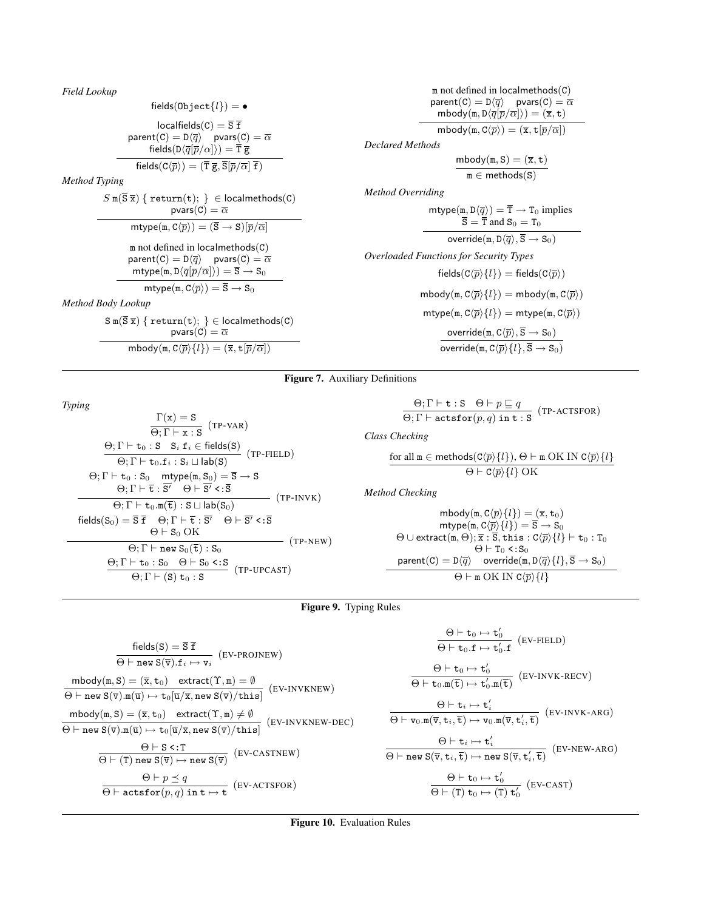*Field Lookup*

$$\text{fields}(\texttt{Object}\{l\}) = \bullet$$

$$\frac{\text{localfields}(\texttt{C}) = \overline{\texttt{S}}\ \overline{\texttt{f}} \quad \text{parent}(\texttt{C}) = \texttt{D}\langle\overline{q}\rangle \quad \text{pvars}(\texttt{C}) = \overline{\alpha} \quad \text{fields}(\texttt{D}\langle\overline{q}[\overline{p}/\alpha]\rangle) = \overline{\texttt{T}}\ \overline{\texttt{g}}}{\text{fields}(\texttt{C}\langle\overline{p}\rangle) = (\overline{\texttt{T}}\ \overline{\texttt{g}}, \overline{\texttt{S}}[\overline{p}/\overline{\alpha}]\ \overline{\texttt{f}})}$$

*Method Typing*

$$\frac{S\ \texttt{m}(\overline{\texttt{S}}\ \overline{\texttt{x}})\ \{\ \texttt{return}(\texttt{t});\ \} \in \text{localmethods}(\texttt{C}) \quad \text{pvars}(\texttt{C}) = \overline{\alpha}}{\text{mtype}(\texttt{m}, \texttt{C}\langle\overline{p}\rangle) = (\overline{\texttt{S}} \rightarrow \texttt{S})[\overline{p}/\overline{\alpha}]}$$

$$\frac{\texttt{m} \text{ not defined in localmethods}(\texttt{C}) \quad \text{parent}(\texttt{C}) = \texttt{D}\langle\overline{q}\rangle \quad \text{pvars}(\texttt{C}) = \overline{\alpha} \quad \text{mtype}(\texttt{m}, \texttt{D}\langle\overline{q}[\overline{p}/\overline{\alpha}]\rangle) = \overline{\texttt{S}} \rightarrow \texttt{S}_0}{\text{mtype}(\texttt{m}, \texttt{C}\langle\overline{p}\rangle) = \overline{\texttt{S}} \rightarrow \texttt{S}_0}$$

*Method Body Lookup*

$$\frac{\texttt{S}\ \texttt{m}(\overline{\texttt{S}}\ \overline{\texttt{x}})\ \{\ \texttt{return}(\texttt{t});\ \} \in \text{localmethods}(\texttt{C}) \quad \text{pvars}(\texttt{C}) = \overline{\alpha}}{\text{mbody}(\texttt{m}, \texttt{C}\langle\overline{p}\rangle\{l\}) = (\overline{\texttt{x}}, \texttt{t}[\overline{p}/\overline{\alpha}])}$$

$$\frac{\texttt{m} \text{ not defined in localmethods}(\texttt{C}) \quad \text{parent}(\texttt{C}) = \texttt{D}\langle\overline{q}\rangle \quad \text{pvars}(\texttt{C}) = \overline{\alpha} \quad \text{mbody}(\texttt{m}, \texttt{D}\langle\overline{q}[\overline{p}/\overline{\alpha}]\rangle) = (\overline{\texttt{x}}, \texttt{t})}{\text{mbody}(\texttt{m}, \texttt{C}\langle\overline{p}\rangle) = (\overline{\texttt{x}}, \texttt{t}[\overline{p}/\overline{\alpha}])}$$

*Declared Methods*

$$\frac{\text{mbody}(\texttt{m}, \texttt{S}) = (\overline{\texttt{x}}, \texttt{t})}{\texttt{m} \in \text{methods}(\texttt{S})}$$

*Method Overriding*

$$\frac{\text{mtype}(\texttt{m}, \texttt{D}\langle\overline{q}\rangle) = \overline{\texttt{T}} \rightarrow \texttt{T}_0 \text{ implies } \overline{\texttt{S}} = \overline{\texttt{T}} \text{ and } \texttt{S}_0 = \texttt{T}_0}{\text{override}(\texttt{m}, \texttt{D}\langle\overline{q}\rangle, \overline{\texttt{S}} \rightarrow \texttt{S}_0)}$$

*Overloaded Functions for Security Types*

$$\text{fields}(\texttt{C}\langle\overline{p}\rangle\{l\}) = \text{fields}(\texttt{C}\langle\overline{p}\rangle)$$

$$\text{mbody}(\texttt{m}, \texttt{C}\langle\overline{p}\rangle\{l\}) = \text{mbody}(\texttt{m}, \texttt{C}\langle\overline{p}\rangle)$$

$$\text{mtype}(\texttt{m}, \texttt{C}\langle\overline{p}\rangle\{l\}) = \text{mtype}(\texttt{m}, \texttt{C}\langle\overline{p}\rangle)$$

$$\frac{\text{override}(\texttt{m}, \texttt{C}\langle\overline{p}\rangle, \overline{\texttt{S}} \rightarrow \texttt{S}_0)}{\text{override}(\texttt{m}, \texttt{C}\langle\overline{p}\rangle\{l\}, \overline{\texttt{S}} \rightarrow \texttt{S}_0)}$$

**Figure 7.** Auxiliary Definitions

*Typing*

$$\frac{\Gamma(\texttt{x}) = \texttt{S}}{\Theta; \Gamma \vdash \texttt{x} : \texttt{S}} \ (\text{TP-VAR})$$

$$\frac{\Theta; \Gamma \vdash \texttt{t}_0 : \texttt{S} \quad \texttt{S}_i\ \texttt{f}_i \in \text{fields}(\texttt{S})}{\Theta; \Gamma \vdash \texttt{t}_0.\texttt{f}_i : \texttt{S}_i \sqcup \text{lab}(\texttt{S})} \ (\text{TP-FIELD})$$

$$\frac{\Theta; \Gamma \vdash \texttt{t}_0 : \texttt{S}_0 \quad \text{mtype}(\texttt{m}, \texttt{S}_0) = \overline{\texttt{S}} \rightarrow \texttt{S} \quad \Theta; \Gamma \vdash \overline{\texttt{t}} : \overline{\texttt{S}'} \quad \Theta \vdash \overline{\texttt{S}'} <: \overline{\texttt{S}}}{\Theta; \Gamma \vdash \texttt{t}_0.\texttt{m}(\overline{\texttt{t}}) : \texttt{S} \sqcup \text{lab}(\texttt{S}_0)} \ (\text{TP-INVK})$$

$$\frac{\text{fields}(\texttt{S}_0) = \overline{\texttt{S}}\ \overline{\texttt{f}} \quad \Theta; \Gamma \vdash \overline{\texttt{t}} : \overline{\texttt{S}'} \quad \Theta \vdash \overline{\texttt{S}'} <: \overline{\texttt{S}} \quad \Theta \vdash \texttt{S}_0 \text{ OK}}{\Theta; \Gamma \vdash \texttt{new}\ \texttt{S}_0(\overline{\texttt{t}}) : \texttt{S}_0} \ (\text{TP-NEW})$$

$$\frac{\Theta; \Gamma \vdash \texttt{t}_0 : \texttt{S}_0 \quad \Theta \vdash \texttt{S}_0 <: \texttt{S}}{\Theta; \Gamma \vdash (\texttt{S})\ \texttt{t}_0 : \texttt{S}} \ (\text{TP-UPCAST})$$

$$\frac{\Theta; \Gamma \vdash \texttt{t} : \texttt{S} \quad \Theta \vdash p \sqsubseteq q}{\Theta; \Gamma \vdash \texttt{actsfor}(p, q)\ \texttt{in}\ \texttt{t} : \texttt{S}} \ (\text{TP-ACTSFOR})$$

*Class Checking*

$$\frac{\text{for all } \texttt{m} \in \text{methods}(\texttt{C}\langle\overline{p}\rangle\{l\}),\ \Theta \vdash \texttt{m} \text{ OK IN } \texttt{C}\langle\overline{p}\rangle\{l\}}{\Theta \vdash \texttt{C}\langle\overline{p}\rangle\{l\} \text{ OK}}$$

*Method Checking*

$$\frac{\begin{array}{c}\text{mbody}(\texttt{m}, \texttt{C}\langle\overline{p}\rangle\{l\}) = (\overline{\texttt{x}}, \texttt{t}_0) \quad \text{mtype}(\texttt{m}, \texttt{C}\langle\overline{p}\rangle\{l\}) = \overline{\texttt{S}} \rightarrow \texttt{S}_0 \\ \Theta \cup \text{extract}(\texttt{m}, \Theta); \overline{\texttt{x}} : \overline{\texttt{S}}, \texttt{this} : \texttt{C}\langle\overline{p}\rangle\{l\} \vdash \texttt{t}_0 : \texttt{T}_0 \quad \Theta \vdash \texttt{T}_0 <: \texttt{S}_0 \\ \text{parent}(\texttt{C}) = \texttt{D}\langle\overline{q}\rangle \quad \text{override}(\texttt{m}, \texttt{D}\langle\overline{q}\rangle\{l\}, \overline{\texttt{S}} \rightarrow \texttt{S}_0)\end{array}}{\Theta \vdash \texttt{m} \text{ OK IN } \texttt{C}\langle\overline{p}\rangle\{l\}}$$

**Figure 9.** Typing Rules

$$\frac{\text{fields}(\texttt{S}) = \overline{\texttt{S}}\ \overline{\texttt{f}}}{\Theta \vdash \texttt{new}\ \texttt{S}(\overline{\texttt{v}}).\texttt{f}_i \mapsto \texttt{v}_i} \ (\text{EV-PROJNEW})$$

$$\frac{\text{mbody}(\texttt{m}, \texttt{S}) = (\overline{\texttt{x}}, \texttt{t}_0) \quad \text{extract}(\Upsilon, \texttt{m}) = \emptyset}{\Theta \vdash \texttt{new}\ \texttt{S}(\overline{\texttt{v}}).\texttt{m}(\overline{\texttt{u}}) \mapsto \texttt{t}_0[\overline{\texttt{u}}/\overline{\texttt{x}}, \texttt{new}\ \texttt{S}(\overline{\texttt{v}})/\texttt{this}]} \ (\text{EV-INVKNEW})$$

$$\frac{\text{mbody}(\texttt{m}, \texttt{S}) = (\overline{\texttt{x}}, \texttt{t}_0) \quad \text{extract}(\Upsilon, \texttt{m}) \neq \emptyset}{\Theta \vdash \texttt{new}\ \texttt{S}(\overline{\texttt{v}}).\texttt{m}(\overline{\texttt{u}}) \mapsto \texttt{t}_0[\overline{\texttt{u}}/\overline{\texttt{x}}, \texttt{new}\ \texttt{S}(\overline{\texttt{v}})/\texttt{this}]} \ (\text{EV-INVKNEW-DEC})$$

$$\frac{\Theta \vdash \texttt{S} <: \texttt{T}}{\Theta \vdash (\texttt{T})\ \texttt{new}\ \texttt{S}(\overline{\texttt{v}}) \mapsto \texttt{new}\ \texttt{S}(\overline{\texttt{v}})} \ (\text{EV-CASTNEW})$$

$$\frac{\Theta \vdash p \preceq q}{\Theta \vdash \texttt{actsfor}(p, q)\ \texttt{in}\ \texttt{t} \mapsto \texttt{t}} \ (\text{EV-ACTSFOR})$$

$$\frac{\Theta \vdash \texttt{t}_0 \mapsto \texttt{t}_0'}{\Theta \vdash \texttt{t}_0.\texttt{f} \mapsto \texttt{t}_0'.\texttt{f}} \ (\text{EV-FIELD})$$

$$\frac{\Theta \vdash \texttt{t}_0 \mapsto \texttt{t}_0'}{\Theta \vdash \texttt{t}_0.\texttt{m}(\overline{\texttt{t}}) \mapsto \texttt{t}_0'.\texttt{m}(\overline{\texttt{t}})} \ (\text{EV-INVK-RECV})$$

$$\frac{\Theta \vdash \texttt{t}_i \mapsto \texttt{t}_i'}{\Theta \vdash \texttt{v}_0.\texttt{m}(\overline{\texttt{v}}, \texttt{t}_i, \overline{\texttt{t}}) \mapsto \texttt{v}_0.\texttt{m}(\overline{\texttt{v}}, \texttt{t}_i', \overline{\texttt{t}})} \ (\text{EV-INVK-ARG})$$

$$\frac{\Theta \vdash \texttt{t}_i \mapsto \texttt{t}_i'}{\Theta \vdash \texttt{new}\ \texttt{S}(\overline{\texttt{v}}, \texttt{t}_i, \overline{\texttt{t}}) \mapsto \texttt{new}\ \texttt{S}(\overline{\texttt{v}}, \texttt{t}_i', \overline{\texttt{t}})} \ (\text{EV-NEW-ARG})$$

$$\frac{\Theta \vdash \texttt{t}_0 \mapsto \texttt{t}_0'}{\Theta \vdash (\texttt{T})\ \texttt{t}_0 \mapsto (\texttt{T})\ \texttt{t}_0'} \ (\text{EV-CAST})$$

**Figure 10.** Evaluation Rules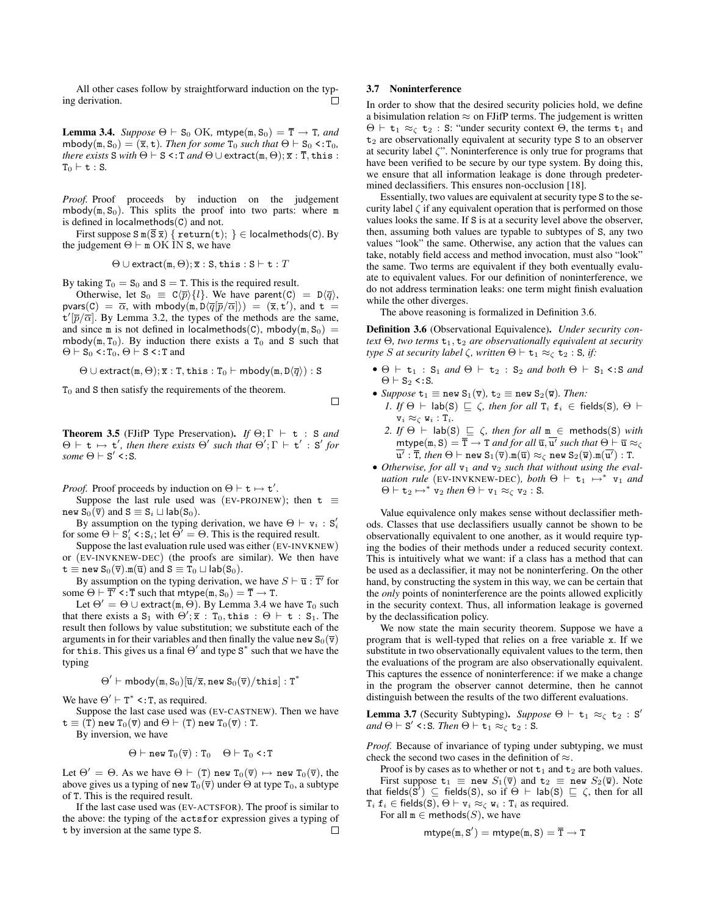All other cases follow by straightforward induction on the typing derivation. □

**Lemma 3.4.** *Suppose* $\Theta \vdash \mathtt{S}_0$ OK, $\mathsf{mtype}(\mathtt{m}, \mathtt{S}_0) = \overline{\mathtt{T}} \rightarrow \mathtt{T}$, *and* $\mathsf{mbody}(\mathtt{m}, \mathtt{S}_0) = (\overline{\mathtt{x}}, \mathtt{t})$. *Then for some* $\mathtt{T}_0$ *such that* $\Theta \vdash \mathtt{S}_0 <: \mathtt{T}_0$, *there exists* $\mathtt{S}$ *with* $\Theta \vdash \mathtt{S} <: \mathtt{T}$ *and* $\Theta \cup \mathsf{extract}(\mathtt{m}, \Theta); \overline{\mathtt{x}} : \overline{\mathtt{T}}, \mathtt{this} : \mathtt{T}_0 \vdash \mathtt{t} : \mathtt{S}$.

*Proof.* Proof proceeds by induction on the judgement $\mathsf{mbody}(\mathtt{m}, \mathtt{S}_0)$. This splits the proof into two parts: where $\mathtt{m}$ is defined in $\mathsf{localmethods}(\mathtt{C})$ and not.

First suppose $\mathtt{S}\,\mathtt{m}(\overline{\mathtt{S}}\,\overline{\mathtt{x}})\ \{\ \mathtt{return}(\mathtt{t});\ \} \in \mathsf{localmethods}(\mathtt{C})$. By the judgement $\Theta \vdash \mathtt{m}$ OK IN $\mathtt{S}$, we have

$$\Theta \cup \mathsf{extract}(\mathtt{m}, \Theta); \overline{\mathtt{x}} : \mathtt{S}, \mathtt{this} : \mathtt{S} \vdash \mathtt{t} : T$$

By taking $\mathtt{T}_0 = \mathtt{S}_0$ and $\mathtt{S} = \mathtt{T}$. This is the required result.

Otherwise, let $\mathtt{S}_0 \equiv \mathtt{C}\langle\overline{p}\rangle\{l\}$. We have $\mathsf{parent}(\mathtt{C}) = \mathtt{D}\langle\overline{q}\rangle$, $\mathsf{pvars}(\mathtt{C}) = \overline{\alpha}$, with $\mathsf{mbody}(\mathtt{m}, \mathtt{D}\langle\overline{q}[\overline{p}/\overline{\alpha}]\rangle) = (\overline{\mathtt{x}}, \mathtt{t}')$, and $\mathtt{t} = \mathtt{t}'[\overline{p}/\overline{\alpha}]$. By Lemma 3.2, the types of the methods are the same, and since $\mathtt{m}$ is not defined in $\mathsf{localmethods}(\mathtt{C})$, $\mathsf{mbody}(\mathtt{m}, \mathtt{S}_0) = \mathsf{mbody}(\mathtt{m}, \mathtt{T}_0)$. By induction there exists a $\mathtt{T}_0$ and $\mathtt{S}$ such that $\Theta \vdash \mathtt{S}_0 <: \mathtt{T}_0$, $\Theta \vdash \mathtt{S} <: \mathtt{T}$ and

$$\Theta \cup \mathsf{extract}(\mathtt{m}, \Theta); \overline{\mathtt{x}} : \mathtt{T}, \mathtt{this} : \mathtt{T}_0 \vdash \mathsf{mbody}(\mathtt{m}, \mathtt{D}\langle\overline{q}\rangle) : \mathtt{S}$$

$\mathtt{T}_0$ and $\mathtt{S}$ then satisfy the requirements of the theorem. □

**Theorem 3.5** (FJifP Type Preservation). *If* $\Theta; \Gamma \vdash \mathtt{t} : \mathtt{S}$ *and* $\Theta \vdash \mathtt{t} \mapsto \mathtt{t}'$, *then there exists* $\Theta'$ *such that* $\Theta'; \Gamma \vdash \mathtt{t}' : \mathtt{S}'$ *for some* $\Theta \vdash \mathtt{S}' <: \mathtt{S}$.

*Proof.* Proof proceeds by induction on $\Theta \vdash \mathtt{t} \mapsto \mathtt{t}'$.

Suppose the last rule used was (EV-PROJNEW); then $\mathtt{t} \equiv \mathtt{new}\ \mathtt{S}_0(\overline{\mathtt{v}})$ and $\mathtt{S} \equiv \mathtt{S}_i \sqcup \mathsf{lab}(\mathtt{S}_0)$.

By assumption on the typing derivation, we have $\Theta \vdash \mathtt{v}_i : \mathtt{S}_i'$ for some $\Theta \vdash \mathtt{S}_i' <: \mathtt{S}_i$; let $\Theta' = \Theta$. This is the required result.

Suppose the last evaluation rule used was either (EV-INVKNEW) or (EV-INVKNEW-DEC) (the proofs are similar). We then have $\mathtt{t} \equiv \mathtt{new}\ \mathtt{S}_0(\overline{\mathtt{v}}).\mathtt{m}(\overline{\mathtt{u}})$ and $\mathtt{S} \equiv \mathtt{T}_0 \sqcup \mathsf{lab}(\mathtt{S}_0)$.

By assumption on the typing derivation, we have $S \vdash \overline{\mathtt{u}} : \overline{\mathtt{T}}'$ for some $\Theta \vdash \overline{\mathtt{T}}' <: \overline{\mathtt{T}}$ such that $\mathsf{mtype}(\mathtt{m}, \mathtt{S}_0) = \overline{\mathtt{T}} \rightarrow \mathtt{T}$.

Let $\Theta' = \Theta \cup \mathsf{extract}(\mathtt{m}, \Theta)$. By Lemma 3.4 we have $\mathtt{T}_0$ such that there exists a $\mathtt{S}_1$ with $\Theta'; \overline{\mathtt{x}} : \mathtt{T}_0, \mathtt{this} : \Theta \vdash \mathtt{t} : \mathtt{S}_1$. The result then follows by value substitution; we substitute each of the arguments in for their variables and then finally the value $\mathtt{new}\ \mathtt{S}_0(\overline{\mathtt{v}})$ for $\mathtt{this}$. This gives us a final $\Theta'$ and type $\mathtt{S}^*$ such that we have the typing

$$\Theta' \vdash \mathsf{mbody}(\mathtt{m}, \mathtt{S}_0)[\overline{\mathtt{u}}/\overline{\mathtt{x}}, \mathtt{new}\ \mathtt{S}_0(\overline{\mathtt{v}})/\mathtt{this}] : \mathtt{T}^*$$

We have $\Theta' \vdash \mathtt{T}^* <: \mathtt{T}$, as required.

Suppose the last case used was (EV-CASTNEW). Then we have $\mathtt{t} \equiv (\mathtt{T})\ \mathtt{new}\ \mathtt{T}_0(\overline{\mathtt{v}})$ and $\Theta \vdash (\mathtt{T})\ \mathtt{new}\ \mathtt{T}_0(\overline{\mathtt{v}}) : \mathtt{T}$.

By inversion, we have

$$\Theta \vdash \mathtt{new}\ \mathtt{T}_0(\overline{\mathtt{v}}) : \mathtt{T}_0 \quad \Theta \vdash \mathtt{T}_0 <: \mathtt{T}$$

Let $\Theta' = \Theta$. As we have $\Theta \vdash (\mathtt{T})\ \mathtt{new}\ \mathtt{T}_0(\overline{\mathtt{v}}) \mapsto \mathtt{new}\ \mathtt{T}_0(\overline{\mathtt{v}})$, the above gives us a typing of $\mathtt{new}\ \mathtt{T}_0(\overline{\mathtt{v}})$ under $\Theta$ at type $\mathtt{T}_0$, a subtype of $\mathtt{T}$. This is the required result.

If the last case used was (EV-ACTSFOR). The proof is similar to the above: the typing of the $\mathtt{actsfor}$ expression gives a typing of $\mathtt{t}$ by inversion at the same type $\mathtt{S}$. □

### 3.7 Noninterference

In order to show that the desired security policies hold, we define a bisimulation relation $\approx$ on FJifP terms. The judgement is written $\Theta \vdash \mathtt{t}_1 \approx_\zeta \mathtt{t}_2 : \mathtt{S}$: "under security context $\Theta$, the terms $\mathtt{t}_1$ and $\mathtt{t}_2$ are observationally equivalent at security type $\mathtt{S}$ to an observer at security label $\zeta$". Noninterference is only true for programs that have been verified to be secure by our type system. By doing this, we ensure that all information leakage is done through predetermined declassifiers. This ensures non-occlusion [18].

Essentially, two values are equivalent at security type $\mathtt{S}$ to the security label $\zeta$ if any equivalent operation that is performed on those values looks the same. If $\mathtt{S}$ is at a security level above the observer, then, assuming both values are typable to subtypes of $\mathtt{S}$, any two values "look" the same. Otherwise, any action that the values can take, notably field access and method invocation, must also "look" the same. Two terms are equivalent if they both eventually evaluate to equivalent values. For our definition of noninterference, we do not address termination leaks: one term might finish evaluation while the other diverges.

The above reasoning is formalized in Definition 3.6.

**Definition 3.6** (Observational Equivalence). *Under security context* $\Theta$, *two terms* $\mathtt{t}_1, \mathtt{t}_2$ *are observationally equivalent at security type* $S$ *at security label* $\zeta$, *written* $\Theta \vdash \mathtt{t}_1 \approx_\zeta \mathtt{t}_2 : \mathtt{S}$, *if:*

- $\Theta \vdash \mathtt{t}_1 : \mathtt{S}_1$ *and* $\Theta \vdash \mathtt{t}_2 : \mathtt{S}_2$ *and both* $\Theta \vdash \mathtt{S}_1 <: \mathtt{S}$ *and* $\Theta \vdash \mathtt{S}_2 <: \mathtt{S}$.
- *Suppose* $\mathtt{t}_1 \equiv \mathtt{new}\ \mathtt{S}_1(\overline{\mathtt{v}})$, $\mathtt{t}_2 \equiv \mathtt{new}\ \mathtt{S}_2(\overline{\mathtt{w}})$. *Then:*
  1. *If* $\Theta \vdash \mathsf{lab}(\mathtt{S}) \sqsubseteq \zeta$, *then for all* $\mathtt{T}_i\ \mathtt{f}_i \in \mathsf{fields}(\mathtt{S})$, $\Theta \vdash \mathtt{v}_i \approx_\zeta \mathtt{w}_i : \mathtt{T}_i$.
  2. *If* $\Theta \vdash \mathsf{lab}(\mathtt{S}) \sqsubseteq \zeta$, *then for all* $\mathtt{m} \in \mathsf{methods}(\mathtt{S})$ *with* $\mathsf{mtype}(\mathtt{m}, \mathtt{S}) = \overline{\mathtt{T}} \rightarrow \mathtt{T}$ *and for all* $\overline{\mathtt{u}}, \overline{\mathtt{u}'}$ *such that* $\Theta \vdash \overline{\mathtt{u}} \approx_\zeta \overline{\mathtt{u}'} : \overline{\mathtt{T}}$, *then* $\Theta \vdash \mathtt{new}\ \mathtt{S}_1(\overline{\mathtt{v}}).\mathtt{m}(\overline{\mathtt{u}}) \approx_\zeta \mathtt{new}\ \mathtt{S}_2(\overline{\mathtt{w}}).\mathtt{m}(\overline{\mathtt{u}'}) : \mathtt{T}$.
- *Otherwise, for all* $\mathtt{v}_1$ *and* $\mathtt{v}_2$ *such that without using the evaluation rule* (EV-INVKNEW-DEC), *both* $\Theta \vdash \mathtt{t}_1 \mapsto^* \mathtt{v}_1$ *and* $\Theta \vdash \mathtt{t}_2 \mapsto^* \mathtt{v}_2$ *then* $\Theta \vdash \mathtt{v}_1 \approx_\zeta \mathtt{v}_2 : \mathtt{S}$.

Value equivalence only makes sense without declassifier methods. Classes that use declassifiers usually cannot be shown to be observationally equivalent to one another, as it would require typing the bodies of their methods under a reduced security context. This is intuitively what we want: if a class has a method that can be used as a declassifier, it may not be noninterfering. On the other hand, by constructing the system in this way, we can be certain that the *only* points of noninterference are the points allowed explicitly in the security context. Thus, all information leakage is governed by the declassification policy.

We now state the main security theorem. Suppose we have a program that is well-typed that relies on a free variable $\mathtt{x}$. If we substitute in two observationally equivalent values to the term, then the evaluations of the program are also observationally equivalent. This captures the essence of noninterference: if we make a change in the program the observer cannot determine, then he cannot distinguish between the results of the two different evaluations.

**Lemma 3.7** (Security Subtyping). *Suppose* $\Theta \vdash \mathtt{t}_1 \approx_\zeta \mathtt{t}_2 : \mathtt{S}'$ *and* $\Theta \vdash \mathtt{S}' <: \mathtt{S}$. *Then* $\Theta \vdash \mathtt{t}_1 \approx_\zeta \mathtt{t}_2 : \mathtt{S}$.

*Proof.* Because of invariance of typing under subtyping, we must check the second two cases in the definition of $\approx$.

Proof is by cases as to whether or not $\mathtt{t}_1$ and $\mathtt{t}_2$ are both values.

First suppose $\mathtt{t}_1 \equiv \mathtt{new}\ S_1(\overline{\mathtt{v}})$ and $\mathtt{t}_2 \equiv \mathtt{new}\ S_2(\overline{\mathtt{w}})$. Note that $\mathsf{fields}(\mathtt{S}') \subseteq \mathsf{fields}(\mathtt{S})$, so if $\Theta \vdash \mathsf{lab}(\mathtt{S}) \sqsubseteq \zeta$, then for all $\mathtt{T}_i\ \mathtt{f}_i \in \mathsf{fields}(\mathtt{S})$, $\Theta \vdash \mathtt{v}_i \approx_\zeta \mathtt{w}_i : \mathtt{T}_i$ as required.

For all $\mathtt{m} \in \mathsf{methods}(S)$, we have

$$\mathsf{mtype}(\mathtt{m}, \mathtt{S}') = \mathsf{mtype}(\mathtt{m}, \mathtt{S}) = \overline{\mathtt{T}} \rightarrow \mathtt{T}$$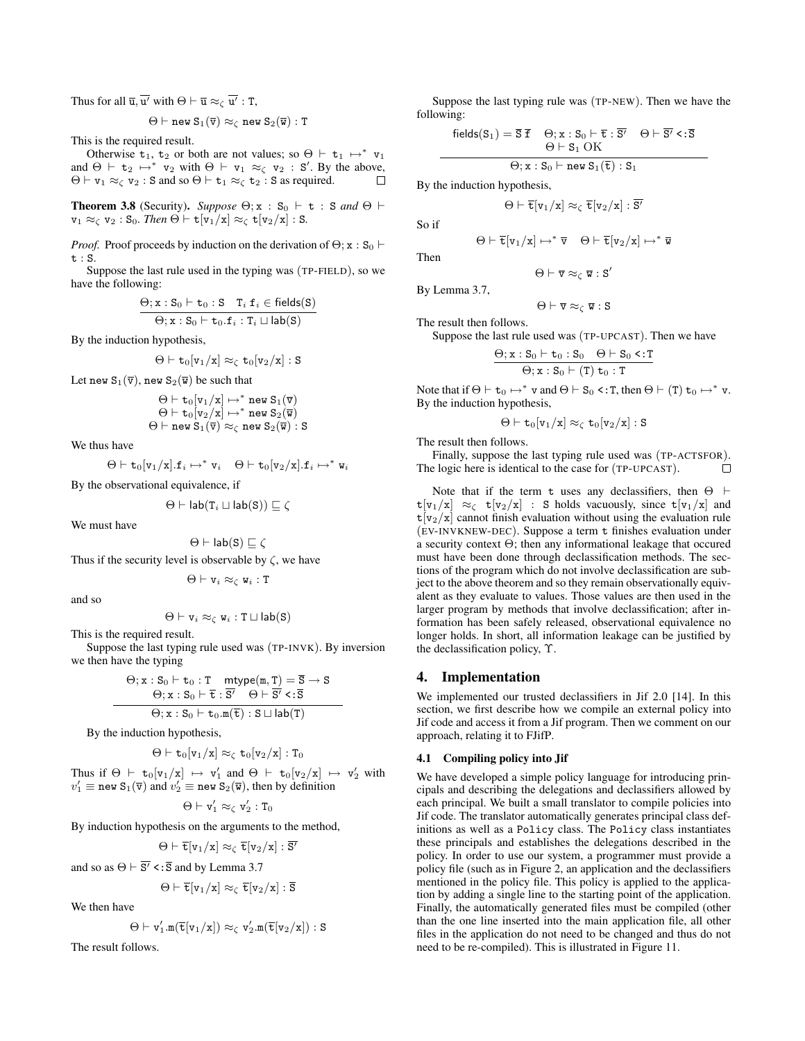Thus for all $\overline{\mathtt{u}}, \overline{\mathtt{u'}}$ with $\Theta \vdash \overline{\mathtt{u}} \approx_\zeta \overline{\mathtt{u'}} : \mathtt{T}$,

$$\Theta \vdash \mathtt{new}\ \mathtt{S}_1(\overline{\mathtt{v}}) \approx_\zeta \mathtt{new}\ \mathtt{S}_2(\overline{\mathtt{w}}) : \mathtt{T}$$

This is the required result.

Otherwise $\mathtt{t}_1$, $\mathtt{t}_2$ or both are not values; so $\Theta \vdash \mathtt{t}_1 \mapsto^* \mathtt{v}_1$ and $\Theta \vdash \mathtt{t}_2 \mapsto^* \mathtt{v}_2$ with $\Theta \vdash \mathtt{v}_1 \approx_\zeta \mathtt{v}_2 : \mathtt{S'}$. By the above, $\Theta \vdash \mathtt{v}_1 \approx_\zeta \mathtt{v}_2 : \mathtt{S}$ and so $\Theta \vdash \mathtt{t}_1 \approx_\zeta \mathtt{t}_2 : \mathtt{S}$ as required. □

**Theorem 3.8** (Security). *Suppose* $\Theta; \mathtt{x} : \mathtt{S}_0 \vdash \mathtt{t} : \mathtt{S}$ *and* $\Theta \vdash \mathtt{v}_1 \approx_\zeta \mathtt{v}_2 : \mathtt{S}_0$. *Then* $\Theta \vdash \mathtt{t}[\mathtt{v}_1/\mathtt{x}] \approx_\zeta \mathtt{t}[\mathtt{v}_2/\mathtt{x}] : \mathtt{S}$.

*Proof.* Proof proceeds by induction on the derivation of $\Theta; \mathtt{x} : \mathtt{S}_0 \vdash \mathtt{t} : \mathtt{S}$.

Suppose the last rule used in the typing was (TP-FIELD), so we have the following:

$$\frac{\Theta; \mathtt{x} : \mathtt{S}_0 \vdash \mathtt{t}_0 : \mathtt{S} \quad \mathtt{T}_i\ \mathtt{f}_i \in \mathsf{fields}(\mathtt{S})}{\Theta; \mathtt{x} : \mathtt{S}_0 \vdash \mathtt{t}_0.\mathtt{f}_i : \mathtt{T}_i \sqcup \mathsf{lab}(\mathtt{S})}$$

By the induction hypothesis,

$$\Theta \vdash \mathtt{t}_0[\mathtt{v}_1/\mathtt{x}] \approx_\zeta \mathtt{t}_0[\mathtt{v}_2/\mathtt{x}] : \mathtt{S}$$

Let $\mathtt{new}\ \mathtt{S}_1(\overline{\mathtt{v}})$, $\mathtt{new}\ \mathtt{S}_2(\overline{\mathtt{w}})$ be such that

$$\begin{gathered}\Theta \vdash \mathtt{t}_0[\mathtt{v}_1/\mathtt{x}] \mapsto^* \mathtt{new}\ \mathtt{S}_1(\overline{\mathtt{v}})\\ \Theta \vdash \mathtt{t}_0[\mathtt{v}_2/\mathtt{x}] \mapsto^* \mathtt{new}\ \mathtt{S}_2(\overline{\mathtt{w}})\\ \Theta \vdash \mathtt{new}\ \mathtt{S}_1(\overline{\mathtt{v}}) \approx_\zeta \mathtt{new}\ \mathtt{S}_2(\overline{\mathtt{w}}) : \mathtt{S}\end{gathered}$$

We thus have

$$\Theta \vdash \mathtt{t}_0[\mathtt{v}_1/\mathtt{x}].\mathtt{f}_i \mapsto^* \mathtt{v}_i \quad \Theta \vdash \mathtt{t}_0[\mathtt{v}_2/\mathtt{x}].\mathtt{f}_i \mapsto^* \mathtt{w}_i$$

By the observational equivalence, if

$$\Theta \vdash \mathsf{lab}(\mathtt{T}_i \sqcup \mathsf{lab}(\mathtt{S})) \sqsubseteq \zeta$$

We must have

$$\Theta \vdash \mathsf{lab}(\mathtt{S}) \sqsubseteq \zeta$$

Thus if the security level is observable by $\zeta$, we have

$$\Theta \vdash \mathtt{v}_i \approx_\zeta \mathtt{w}_i : \mathtt{T}$$

and so

$$\Theta \vdash \mathtt{v}_i \approx_\zeta \mathtt{w}_i : \mathtt{T} \sqcup \mathsf{lab}(\mathtt{S})$$

This is the required result.

Suppose the last typing rule used was (TP-INVK). By inversion we then have the typing

$$\frac{\begin{gathered}\Theta; \mathtt{x} : \mathtt{S}_0 \vdash \mathtt{t}_0 : \mathtt{T} \quad \mathsf{mtype}(\mathtt{m}, \mathtt{T}) = \overline{\mathtt{S}} \to \mathtt{S}\\ \Theta; \mathtt{x} : \mathtt{S}_0 \vdash \overline{\mathtt{t}} : \overline{\mathtt{S'}} \quad \Theta \vdash \overline{\mathtt{S'}} <: \overline{\mathtt{S}}\end{gathered}}{\Theta; \mathtt{x} : \mathtt{S}_0 \vdash \mathtt{t}_0.\mathtt{m}(\overline{\mathtt{t}}) : \mathtt{S} \sqcup \mathsf{lab}(\mathtt{T})}$$

By the induction hypothesis,

$$\Theta \vdash \mathtt{t}_0[\mathtt{v}_1/\mathtt{x}] \approx_\zeta \mathtt{t}_0[\mathtt{v}_2/\mathtt{x}] : \mathtt{T}_0$$

Thus if $\Theta \vdash \mathtt{t}_0[\mathtt{v}_1/\mathtt{x}] \mapsto \mathtt{v}'_1$ and $\Theta \vdash \mathtt{t}_0[\mathtt{v}_2/\mathtt{x}] \mapsto \mathtt{v}'_2$ with $v'_1 \equiv \mathtt{new}\ \mathtt{S}_1(\overline{\mathtt{v}})$ and $v'_2 \equiv \mathtt{new}\ \mathtt{S}_2(\overline{\mathtt{w}})$, then by definition

$$\Theta \vdash \mathtt{v}'_1 \approx_\zeta \mathtt{v}'_2 : \mathtt{T}_0$$

By induction hypothesis on the arguments to the method,

$$\Theta \vdash \overline{\mathtt{t}}[\mathtt{v}_1/\mathtt{x}] \approx_\zeta \overline{\mathtt{t}}[\mathtt{v}_2/\mathtt{x}] : \overline{\mathtt{S'}}$$

and so as $\Theta \vdash \overline{\mathtt{S'}} <: \overline{\mathtt{S}}$ and by Lemma 3.7

$$\Theta \vdash \overline{\mathtt{t}}[\mathtt{v}_1/\mathtt{x}] \approx_\zeta \overline{\mathtt{t}}[\mathtt{v}_2/\mathtt{x}] : \overline{\mathtt{S}}$$

We then have

$$\Theta \vdash \mathtt{v}'_1.\mathtt{m}(\overline{\mathtt{t}}[\mathtt{v}_1/\mathtt{x}]) \approx_\zeta \mathtt{v}'_2.\mathtt{m}(\overline{\mathtt{t}}[\mathtt{v}_2/\mathtt{x}]) : \mathtt{S}$$

The result follows.

Suppose the last typing rule was (TP-NEW). Then we have the following:

$$\frac{\begin{gathered}\mathsf{fields}(\mathtt{S}_1) = \overline{\mathtt{S}}\ \overline{\mathtt{f}} \quad \Theta; \mathtt{x} : \mathtt{S}_0 \vdash \overline{\mathtt{t}} : \overline{\mathtt{S'}} \quad \Theta \vdash \overline{\mathtt{S'}} <: \overline{\mathtt{S}}\\ \Theta \vdash \mathtt{S}_1\ \mathrm{OK}\end{gathered}}{\Theta; \mathtt{x} : \mathtt{S}_0 \vdash \mathtt{new}\ \mathtt{S}_1(\overline{\mathtt{t}}) : \mathtt{S}_1}$$

By the induction hypothesis,

$$\Theta \vdash \overline{\mathtt{t}}[\mathtt{v}_1/\mathtt{x}] \approx_\zeta \overline{\mathtt{t}}[\mathtt{v}_2/\mathtt{x}] : \overline{\mathtt{S'}}$$

So if

$$\Theta \vdash \overline{\mathtt{t}}[\mathtt{v}_1/\mathtt{x}] \mapsto^* \overline{\mathtt{v}} \quad \Theta \vdash \overline{\mathtt{t}}[\mathtt{v}_2/\mathtt{x}] \mapsto^* \overline{\mathtt{w}}$$

Then

$$\Theta \vdash \overline{\mathtt{v}} \approx_\zeta \overline{\mathtt{w}} : \mathtt{S'}$$

By Lemma 3.7,

$$\Theta \vdash \overline{\mathtt{v}} \approx_\zeta \overline{\mathtt{w}} : \mathtt{S}$$

The result then follows.

Suppose the last rule used was (TP-UPCAST). Then we have

$$\frac{\Theta; \mathtt{x} : \mathtt{S}_0 \vdash \mathtt{t}_0 : \mathtt{S}_0 \quad \Theta \vdash \mathtt{S}_0 <: \mathtt{T}}{\Theta; \mathtt{x} : \mathtt{S}_0 \vdash (\mathtt{T})\ \mathtt{t}_0 : \mathtt{T}}$$

Note that if $\Theta \vdash \mathtt{t}_0 \mapsto^* \mathtt{v}$ and $\Theta \vdash \mathtt{S}_0 <: \mathtt{T}$, then $\Theta \vdash (\mathtt{T})\ \mathtt{t}_0 \mapsto^* \mathtt{v}$. By the induction hypothesis,

$$\Theta \vdash \mathtt{t}_0[\mathtt{v}_1/\mathtt{x}] \approx_\zeta \mathtt{t}_0[\mathtt{v}_2/\mathtt{x}] : \mathtt{S}$$

The result then follows.

Finally, suppose the last typing rule used was (TP-ACTSFOR). The logic here is identical to the case for (TP-UPCAST). □

Note that if the term $\mathtt{t}$ uses any declassifiers, then $\Theta \vdash \mathtt{t}[\mathtt{v}_1/\mathtt{x}] \approx_\zeta \mathtt{t}[\mathtt{v}_2/\mathtt{x}] : \mathtt{S}$ holds vacuously, since $\mathtt{t}[\mathtt{v}_1/\mathtt{x}]$ and $\mathtt{t}[\mathtt{v}_2/\mathtt{x}]$ cannot finish evaluation without using the evaluation rule (EV-INVKNEW-DEC). Suppose a term $\mathtt{t}$ finishes evaluation under a security context $\Theta$; then any informational leakage that occured must have been done through declassification methods. The sections of the program which do not involve declassification are subject to the above theorem and so they remain observationally equivalent as they evaluate to values. Those values are then used in the larger program by methods that involve declassification; after information has been safely released, observational equivalence no longer holds. In short, all information leakage can be justified by the declassification policy, $\Upsilon$.

## 4. Implementation

We implemented our trusted declassifiers in Jif 2.0 [14]. In this section, we first describe how we compile an external policy into Jif code and access it from a Jif program. Then we comment on our approach, relating it to FJifP.

### 4.1 Compiling policy into Jif

We have developed a simple policy language for introducing principals and describing the delegations and declassifiers allowed by each principal. We built a small translator to compile policies into Jif code. The translator automatically generates principal class definitions as well as a `Policy` class. The `Policy` class instantiates these principals and establishes the delegations described in the policy. In order to use our system, a programmer must provide a policy file (such as in Figure 2, an application and the declassifiers mentioned in the policy file. This policy is applied to the application by adding a single line to the starting point of the application. Finally, the automatically generated files must be compiled (other than the one line inserted into the main application file, all other files in the application do not need to be changed and thus do not need to be re-compiled). This is illustrated in Figure 11.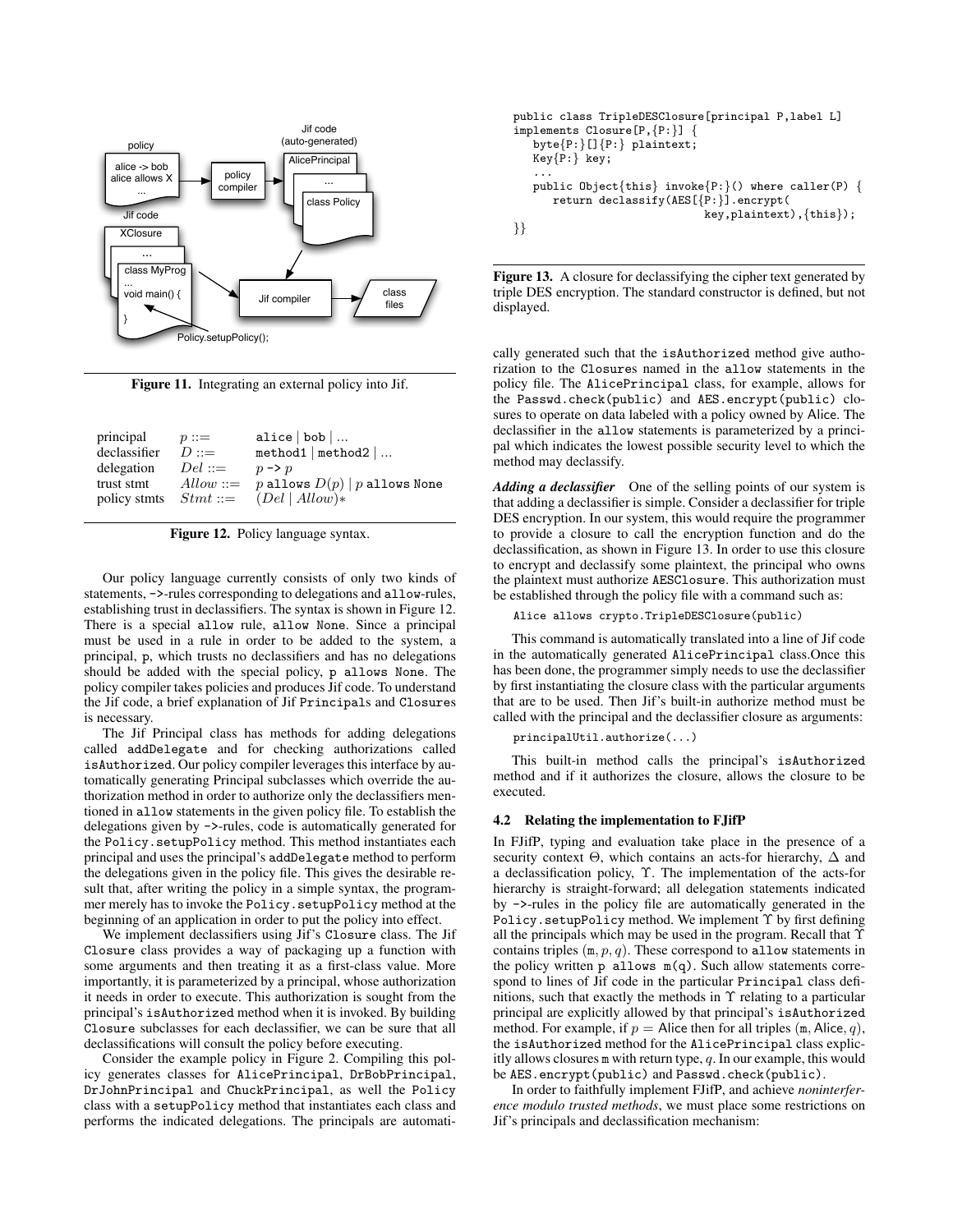Figure 11. Integrating an external policy into Jif.

| | | |
|---|---|---|
| principal | $p ::=$ | `alice` \| `bob` \| ... |
| declassifier | $D ::=$ | `method1` \| `method2` \| ... |
| delegation | $Del ::=$ | $p$ `->` $p$ |
| trust stmt | $Allow ::=$ | $p$ `allows` $D(p)$ \| $p$ `allows None` |
| policy stmts | $Stmt ::=$ | $(Del \mid Allow)*$ |

Figure 12. Policy language syntax.

Our policy language currently consists of only two kinds of statements, `->`-rules corresponding to delegations and `allow`-rules, establishing trust in declassifiers. The syntax is shown in Figure 12. There is a special `allow` rule, `allow None`. Since a principal must be used in a rule in order to be added to the system, a principal, p, which trusts no declassifiers and has no delegations should be added with the special policy, `p allows None`. The policy compiler takes policies and produces Jif code. To understand the Jif code, a brief explanation of Jif `Principal`s and `Closure`s is necessary.

The Jif Principal class has methods for adding delegations called `addDelegate` and for checking authorizations called `isAuthorized`. Our policy compiler leverages this interface by automatically generating Principal subclasses which override the authorization method in order to authorize only the declassifiers mentioned in `allow` statements in the given policy file. To establish the delegations given by `->`-rules, code is automatically generated for the `Policy.setupPolicy` method. This method instantiates each principal and uses the principal's `addDelegate` method to perform the delegations given in the policy file. This gives the desirable result that, after writing the policy in a simple syntax, the programmer merely has to invoke the `Policy.setupPolicy` method at the beginning of an application in order to put the policy into effect.

We implement declassifiers using Jif's `Closure` class. The Jif `Closure` class provides a way of packaging up a function with some arguments and then treating it as a first-class value. More importantly, it is parameterized by a principal, whose authorization it needs in order to execute. This authorization is sought from the principal's `isAuthorized` method when it is invoked. By building `Closure` subclasses for each declassifier, we can be sure that all declassifications will consult the policy before executing.

Consider the example policy in Figure 2. Compiling this policy generates classes for `AlicePrincipal`, `DrBobPrincipal`, `DrJohnPrincipal` and `ChuckPrincipal`, as well the `Policy` class with a `setupPolicy` method that instantiates each class and performs the indicated delegations. The principals are automatically generated such that the `isAuthorized` method give authorization to the `Closure`s named in the `allow` statements in the policy file. The `AlicePrincipal` class, for example, allows for the `Passwd.check(public)` and `AES.encrypt(public)` closures to operate on data labeled with a policy owned by Alice. The declassifier in the `allow` statements is parameterized by a principal which indicates the lowest possible security level to which the method may declassify.

```
public class TripleDESClosure[principal P,label L]
implements Closure[P,{P:}] {
   byte{P:}[]{P:} plaintext;
   Key{P:} key;
   ...
   public Object{this} invoke{P:}() where caller(P) {
      return declassify(AES[{P:}].encrypt(
                              key,plaintext),{this});
}}
```

Figure 13. A closure for declassifying the cipher text generated by triple DES encryption. The standard constructor is defined, but not displayed.

***Adding a declassifier*** One of the selling points of our system is that adding a declassifier is simple. Consider a declassifier for triple DES encryption. In our system, this would require the programmer to provide a closure to call the encryption function and do the declassification, as shown in Figure 13. In order to use this closure to encrypt and declassify some plaintext, the principal who owns the plaintext must authorize `AESClosure`. This authorization must be established through the policy file with a command such as:

```
Alice allows crypto.TripleDESClosure(public)
```

This command is automatically translated into a line of Jif code in the automatically generated `AlicePrincipal` class.Once this has been done, the programmer simply needs to use the declassifier by first instantiating the closure class with the particular arguments that are to be used. Then Jif's built-in authorize method must be called with the principal and the declassifier closure as arguments:

```
principalUtil.authorize(...)
```

This built-in method calls the principal's `isAuthorized` method and if it authorizes the closure, allows the closure to be executed.

### 4.2 Relating the implementation to FJifP

In FJifP, typing and evaluation take place in the presence of a security context $\Theta$, which contains an acts-for hierarchy, $\Delta$ and a declassification policy, $\Upsilon$. The implementation of the acts-for hierarchy is straight-forward; all delegation statements indicated by `->`-rules in the policy file are automatically generated in the `Policy.setupPolicy` method. We implement $\Upsilon$ by first defining all the principals which may be used in the program. Recall that $\Upsilon$ contains triples $(\mathtt{m}, p, q)$. These correspond to `allow` statements in the policy written `p allows m(q)`. Such allow statements correspond to lines of Jif code in the particular `Principal` class definitions, such that exactly the methods in $\Upsilon$ relating to a particular principal are explicitly allowed by that principal's `isAuthorized` method. For example, if $p = \text{Alice}$ then for all triples $(\mathtt{m}, \text{Alice}, q)$, the `isAuthorized` method for the `AlicePrincipal` class explicitly allows closures `m` with return type, $q$. In our example, this would be `AES.encrypt(public)` and `Passwd.check(public)`.

In order to faithfully implement FJifP, and achieve *noninterference modulo trusted methods*, we must place some restrictions on Jif's principals and declassification mechanism: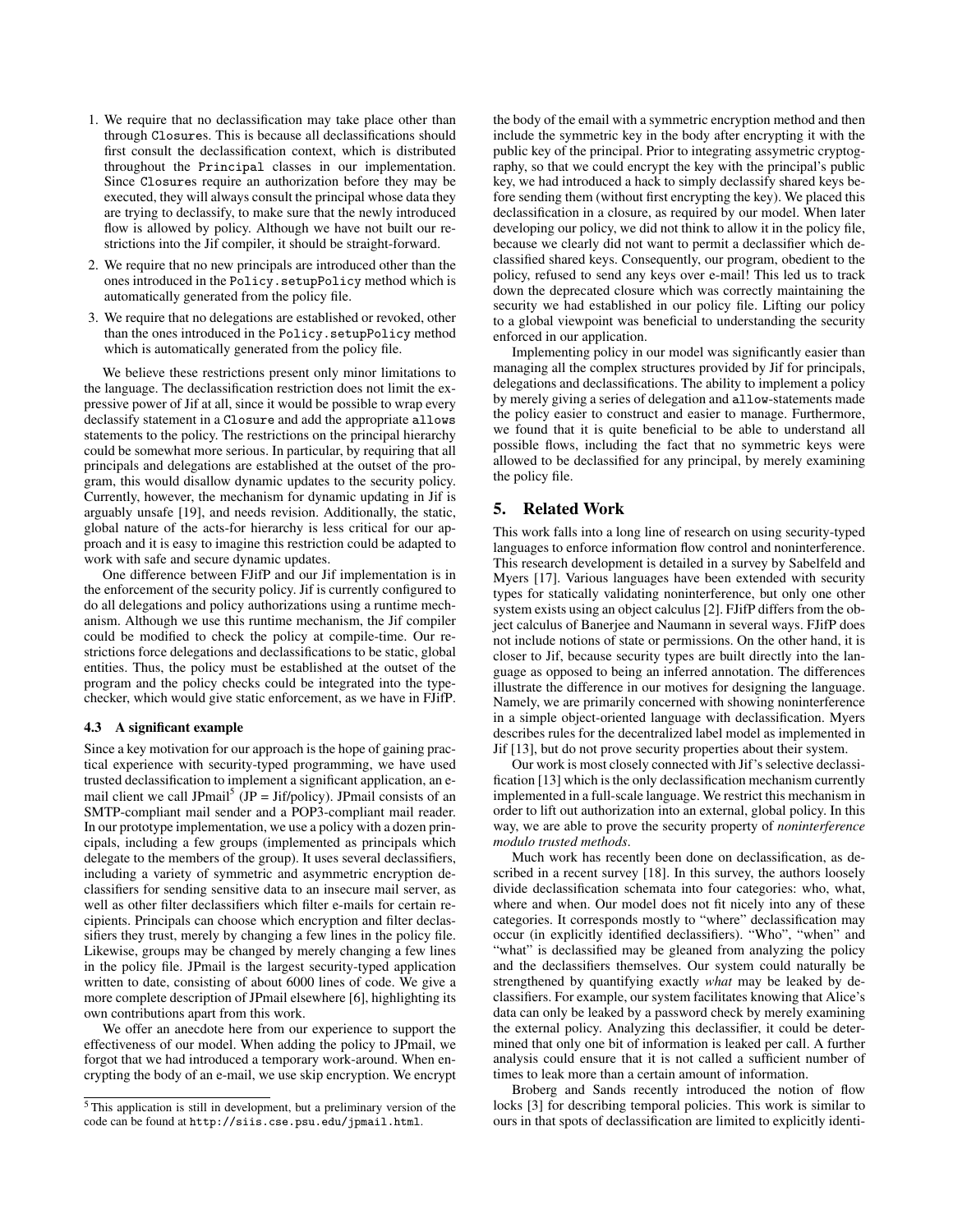1. We require that no declassification may take place other than through `Closure`s. This is because all declassifications should first consult the declassification context, which is distributed throughout the `Principal` classes in our implementation. Since `Closure`s require an authorization before they may be executed, they will always consult the principal whose data they are trying to declassify, to make sure that the newly introduced flow is allowed by policy. Although we have not built our restrictions into the Jif compiler, it should be straight-forward.
2. We require that no new principals are introduced other than the ones introduced in the `Policy.setupPolicy` method which is automatically generated from the policy file.
3. We require that no delegations are established or revoked, other than the ones introduced in the `Policy.setupPolicy` method which is automatically generated from the policy file.

We believe these restrictions present only minor limitations to the language. The declassification restriction does not limit the expressive power of Jif at all, since it would be possible to wrap every declassify statement in a `Closure` and add the appropriate `allows` statements to the policy. The restrictions on the principal hierarchy could be somewhat more serious. In particular, by requiring that all principals and delegations are established at the outset of the program, this would disallow dynamic updates to the security policy. Currently, however, the mechanism for dynamic updating in Jif is arguably unsafe [19], and needs revision. Additionally, the static, global nature of the acts-for hierarchy is less critical for our approach and it is easy to imagine this restriction could be adapted to work with safe and secure dynamic updates.

One difference between FJifP and our Jif implementation is in the enforcement of the security policy. Jif is currently configured to do all delegations and policy authorizations using a runtime mechanism. Although we use this runtime mechanism, the Jif compiler could be modified to check the policy at compile-time. Our restrictions force delegations and declassifications to be static, global entities. Thus, the policy must be established at the outset of the program and the policy checks could be integrated into the type-checker, which would give static enforcement, as we have in FJifP.

### 4.3 A significant example

Since a key motivation for our approach is the hope of gaining practical experience with security-typed programming, we have used trusted declassification to implement a significant application, an e-mail client we call JPmail[5] (JP = Jif/policy). JPmail consists of an SMTP-compliant mail sender and a POP3-compliant mail reader. In our prototype implementation, we use a policy with a dozen principals, including a few groups (implemented as principals which delegate to the members of the group). It uses several declassifiers, including a variety of symmetric and asymmetric encryption declassifiers for sending sensitive data to an insecure mail server, as well as other filter declassifiers which filter e-mails for certain recipients. Principals can choose which encryption and filter declassifiers they trust, merely by changing a few lines in the policy file. Likewise, groups may be changed by merely changing a few lines in the policy file. JPmail is the largest security-typed application written to date, consisting of about 6000 lines of code. We give a more complete description of JPmail elsewhere [6], highlighting its own contributions apart from this work.

We offer an anecdote here from our experience to support the effectiveness of our model. When adding the policy to JPmail, we forgot that we had introduced a temporary work-around. When encrypting the body of an e-mail, we use skip encryption. We encrypt the body of the email with a symmetric encryption method and then include the symmetric key in the body after encrypting it with the public key of the principal. Prior to integrating assymetric cryptography, so that we could encrypt the key with the principal's public key, we had introduced a hack to simply declassify shared keys before sending them (without first encrypting the key). We placed this declassification in a closure, as required by our model. When later developing our policy, we did not think to allow it in the policy file, because we clearly did not want to permit a declassifier which declassified shared keys. Consequently, our program, obedient to the policy, refused to send any keys over e-mail! This led us to track down the deprecated closure which was correctly maintaining the security we had established in our policy file. Lifting our policy to a global viewpoint was beneficial to understanding the security enforced in our application.

Implementing policy in our model was significantly easier than managing all the complex structures provided by Jif for principals, delegations and declassifications. The ability to implement a policy by merely giving a series of delegation and `allow`-statements made the policy easier to construct and easier to manage. Furthermore, we found that it is quite beneficial to be able to understand all possible flows, including the fact that no symmetric keys were allowed to be declassified for any principal, by merely examining the policy file.

[5] This application is still in development, but a preliminary version of the code can be found at `http://siis.cse.psu.edu/jpmail.html`.

## 5. Related Work

This work falls into a long line of research on using security-typed languages to enforce information flow control and noninterference. This research development is detailed in a survey by Sabelfeld and Myers [17]. Various languages have been extended with security types for statically validating noninterference, but only one other system exists using an object calculus [2]. FJifP differs from the object calculus of Banerjee and Naumann in several ways. FJifP does not include notions of state or permissions. On the other hand, it is closer to Jif, because security types are built directly into the language as opposed to being an inferred annotation. The differences illustrate the difference in our motives for designing the language. Namely, we are primarily concerned with showing noninterference in a simple object-oriented language with declassification. Myers describes rules for the decentralized label model as implemented in Jif [13], but do not prove security properties about their system.

Our work is most closely connected with Jif's selective declassification [13] which is the only declassification mechanism currently implemented in a full-scale language. We restrict this mechanism in order to lift out authorization into an external, global policy. In this way, we are able to prove the security property of *noninterference modulo trusted methods*.

Much work has recently been done on declassification, as described in a recent survey [18]. In this survey, the authors loosely divide declassification schemata into four categories: who, what, where and when. Our model does not fit nicely into any of these categories. It corresponds mostly to "where" declassification may occur (in explicitly identified declassifiers). "Who", "when" and "what" is declassified may be gleaned from analyzing the policy and the declassifiers themselves. Our system could naturally be strengthened by quantifying exactly *what* may be leaked by declassifiers. For example, our system facilitates knowing that Alice's data can only be leaked by a password check by merely examining the external policy. Analyzing this declassifier, it could be determined that only one bit of information is leaked per call. A further analysis could ensure that it is not called a sufficient number of times to leak more than a certain amount of information.

Broberg and Sands recently introduced the notion of flow locks [3] for describing temporal policies. This work is similar to ours in that spots of declassification are limited to explicitly identi-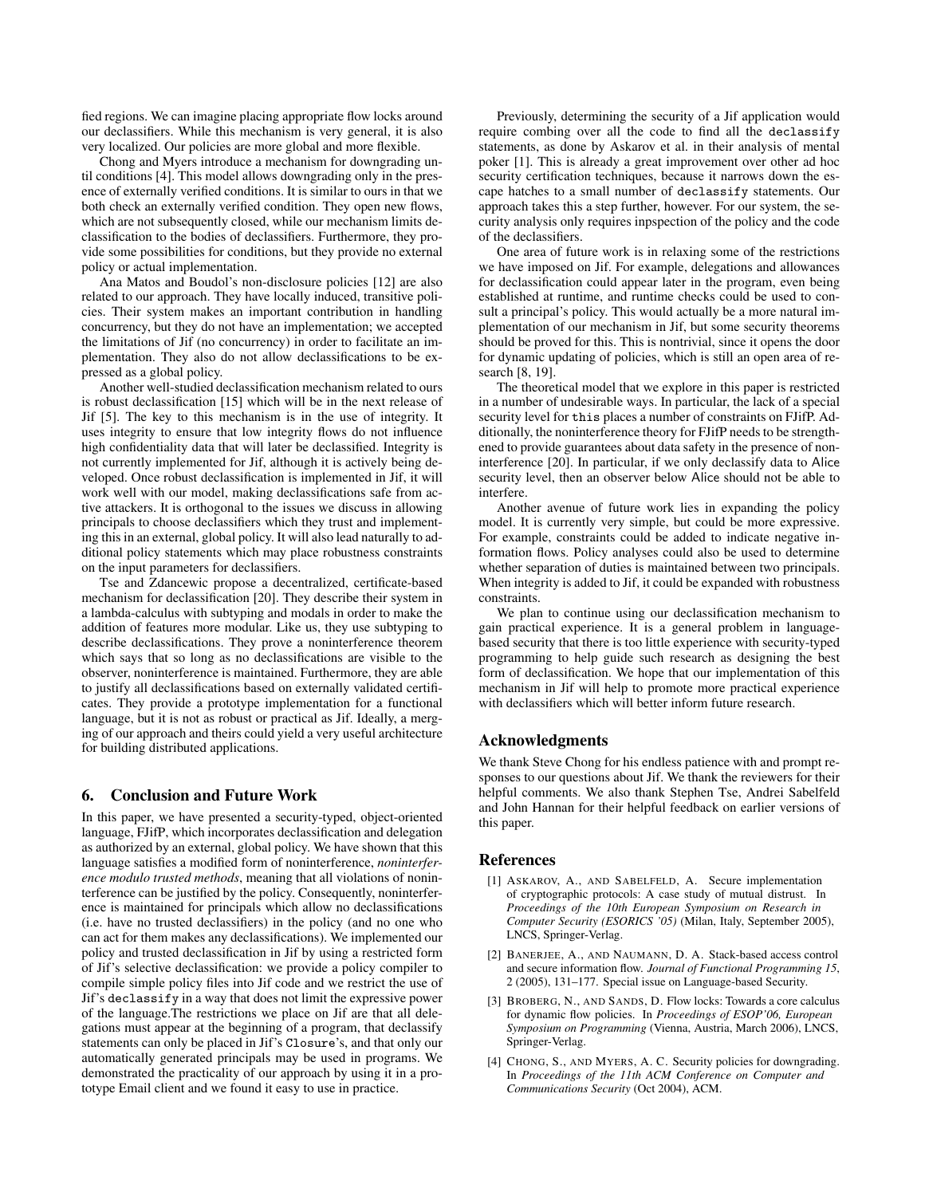fied regions. We can imagine placing appropriate flow locks around our declassifiers. While this mechanism is very general, it is also very localized. Our policies are more global and more flexible.

Chong and Myers introduce a mechanism for downgrading until conditions [4]. This model allows downgrading only in the presence of externally verified conditions. It is similar to ours in that we both check an externally verified condition. They open new flows, which are not subsequently closed, while our mechanism limits declassification to the bodies of declassifiers. Furthermore, they provide some possibilities for conditions, but they provide no external policy or actual implementation.

Ana Matos and Boudol's non-disclosure policies [12] are also related to our approach. They have locally induced, transitive policies. Their system makes an important contribution in handling concurrency, but they do not have an implementation; we accepted the limitations of Jif (no concurrency) in order to facilitate an implementation. They also do not allow declassifications to be expressed as a global policy.

Another well-studied declassification mechanism related to ours is robust declassification [15] which will be in the next release of Jif [5]. The key to this mechanism is in the use of integrity. It uses integrity to ensure that low integrity flows do not influence high confidentiality data that will later be declassified. Integrity is not currently implemented for Jif, although it is actively being developed. Once robust declassification is implemented in Jif, it will work well with our model, making declassifications safe from active attackers. It is orthogonal to the issues we discuss in allowing principals to choose declassifiers which they trust and implementing this in an external, global policy. It will also lead naturally to additional policy statements which may place robustness constraints on the input parameters for declassifiers.

Tse and Zdancewic propose a decentralized, certificate-based mechanism for declassification [20]. They describe their system in a lambda-calculus with subtyping and modals in order to make the addition of features more modular. Like us, they use subtyping to describe declassifications. They prove a noninterference theorem which says that so long as no declassifications are visible to the observer, noninterference is maintained. Furthermore, they are able to justify all declassifications based on externally validated certificates. They provide a prototype implementation for a functional language, but it is not as robust or practical as Jif. Ideally, a merging of our approach and theirs could yield a very useful architecture for building distributed applications.

## 6. Conclusion and Future Work

In this paper, we have presented a security-typed, object-oriented language, FJifP, which incorporates declassification and delegation as authorized by an external, global policy. We have shown that this language satisfies a modified form of noninterference, *noninterference modulo trusted methods*, meaning that all violations of noninterference can be justified by the policy. Consequently, noninterference is maintained for principals which allow no declassifications (i.e. have no trusted declassifiers) in the policy (and no one who can act for them makes any declassifications). We implemented our policy and trusted declassification in Jif by using a restricted form of Jif's selective declassification: we provide a policy compiler to compile simple policy files into Jif code and we restrict the use of Jif's `declassify` in a way that does not limit the expressive power of the language.The restrictions we place on Jif are that all delegations must appear at the beginning of a program, that declassify statements can only be placed in Jif's `Closure`'s, and that only our automatically generated principals may be used in programs. We demonstrated the practicality of our approach by using it in a prototype Email client and we found it easy to use in practice.

Previously, determining the security of a Jif application would require combing over all the code to find all the `declassify` statements, as done by Askarov et al. in their analysis of mental poker [1]. This is already a great improvement over other ad hoc security certification techniques, because it narrows down the escape hatches to a small number of `declassify` statements. Our approach takes this a step further, however. For our system, the security analysis only requires inpspection of the policy and the code of the declassifiers.

One area of future work is in relaxing some of the restrictions we have imposed on Jif. For example, delegations and allowances for declassification could appear later in the program, even being established at runtime, and runtime checks could be used to consult a principal's policy. This would actually be a more natural implementation of our mechanism in Jif, but some security theorems should be proved for this. This is nontrivial, since it opens the door for dynamic updating of policies, which is still an open area of research [8, 19].

The theoretical model that we explore in this paper is restricted in a number of undesirable ways. In particular, the lack of a special security level for `this` places a number of constraints on FJifP. Additionally, the noninterference theory for FJifP needs to be strengthened to provide guarantees about data safety in the presence of noninterference [20]. In particular, if we only declassify data to Alice security level, then an observer below Alice should not be able to interfere.

Another avenue of future work lies in expanding the policy model. It is currently very simple, but could be more expressive. For example, constraints could be added to indicate negative information flows. Policy analyses could also be used to determine whether separation of duties is maintained between two principals. When integrity is added to Jif, it could be expanded with robustness constraints.

We plan to continue using our declassification mechanism to gain practical experience. It is a general problem in language-based security that there is too little experience with security-typed programming to help guide such research as designing the best form of declassification. We hope that our implementation of this mechanism in Jif will help to promote more practical experience with declassifiers which will better inform future research.

## Acknowledgments

We thank Steve Chong for his endless patience with and prompt responses to our questions about Jif. We thank the reviewers for their helpful comments. We also thank Stephen Tse, Andrei Sabelfeld and John Hannan for their helpful feedback on earlier versions of this paper.

## References

[1] ASKAROV, A., AND SABELFELD, A. Secure implementation of cryptographic protocols: A case study of mutual distrust. In *Proceedings of the 10th European Symposium on Research in Computer Security (ESORICS '05)* (Milan, Italy, September 2005), LNCS, Springer-Verlag.

[2] BANERJEE, A., AND NAUMANN, D. A. Stack-based access control and secure information flow. *Journal of Functional Programming 15*, 2 (2005), 131–177. Special issue on Language-based Security.

[3] BROBERG, N., AND SANDS, D. Flow locks: Towards a core calculus for dynamic flow policies. In *Proceedings of ESOP'06, European Symposium on Programming* (Vienna, Austria, March 2006), LNCS, Springer-Verlag.

[4] CHONG, S., AND MYERS, A. C. Security policies for downgrading. In *Proceedings of the 11th ACM Conference on Computer and Communications Security* (Oct 2004), ACM.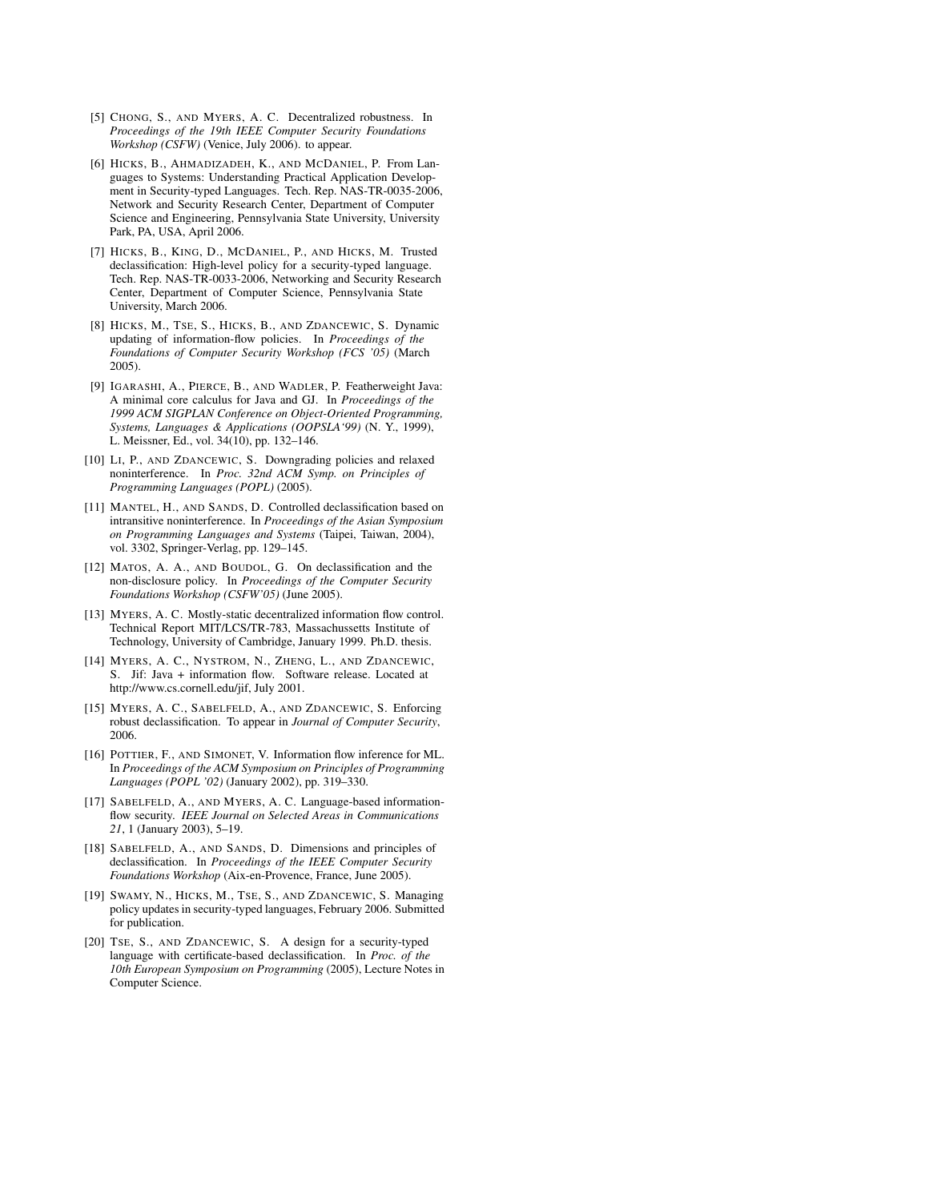[5] Chong, S., and Myers, A. C. Decentralized robustness. In *Proceedings of the 19th IEEE Computer Security Foundations Workshop (CSFW)* (Venice, July 2006). to appear.

[6] Hicks, B., Ahmadizadeh, K., and McDaniel, P. From Languages to Systems: Understanding Practical Application Development in Security-typed Languages. Tech. Rep. NAS-TR-0035-2006, Network and Security Research Center, Department of Computer Science and Engineering, Pennsylvania State University, University Park, PA, USA, April 2006.

[7] Hicks, B., King, D., McDaniel, P., and Hicks, M. Trusted declassification: High-level policy for a security-typed language. Tech. Rep. NAS-TR-0033-2006, Networking and Security Research Center, Department of Computer Science, Pennsylvania State University, March 2006.

[8] Hicks, M., Tse, S., Hicks, B., and Zdancewic, S. Dynamic updating of information-flow policies. In *Proceedings of the Foundations of Computer Security Workshop (FCS '05)* (March 2005).

[9] Igarashi, A., Pierce, B., and Wadler, P. Featherweight Java: A minimal core calculus for Java and GJ. In *Proceedings of the 1999 ACM SIGPLAN Conference on Object-Oriented Programming, Systems, Languages & Applications (OOPSLA'99)* (N. Y., 1999), L. Meissner, Ed., vol. 34(10), pp. 132–146.

[10] Li, P., and Zdancewic, S. Downgrading policies and relaxed noninterference. In *Proc. 32nd ACM Symp. on Principles of Programming Languages (POPL)* (2005).

[11] Mantel, H., and Sands, D. Controlled declassification based on intransitive noninterference. In *Proceedings of the Asian Symposium on Programming Languages and Systems* (Taipei, Taiwan, 2004), vol. 3302, Springer-Verlag, pp. 129–145.

[12] Matos, A. A., and Boudol, G. On declassification and the non-disclosure policy. In *Proceedings of the Computer Security Foundations Workshop (CSFW'05)* (June 2005).

[13] Myers, A. C. Mostly-static decentralized information flow control. Technical Report MIT/LCS/TR-783, Massachussetts Institute of Technology, University of Cambridge, January 1999. Ph.D. thesis.

[14] Myers, A. C., Nystrom, N., Zheng, L., and Zdancewic, S. Jif: Java + information flow. Software release. Located at http://www.cs.cornell.edu/jif, July 2001.

[15] Myers, A. C., Sabelfeld, A., and Zdancewic, S. Enforcing robust declassification. To appear in *Journal of Computer Security*, 2006.

[16] Pottier, F., and Simonet, V. Information flow inference for ML. In *Proceedings of the ACM Symposium on Principles of Programming Languages (POPL '02)* (January 2002), pp. 319–330.

[17] Sabelfeld, A., and Myers, A. C. Language-based information-flow security. *IEEE Journal on Selected Areas in Communications 21*, 1 (January 2003), 5–19.

[18] Sabelfeld, A., and Sands, D. Dimensions and principles of declassification. In *Proceedings of the IEEE Computer Security Foundations Workshop* (Aix-en-Provence, France, June 2005).

[19] Swamy, N., Hicks, M., Tse, S., and Zdancewic, S. Managing policy updates in security-typed languages, February 2006. Submitted for publication.

[20] Tse, S., and Zdancewic, S. A design for a security-typed language with certificate-based declassification. In *Proc. of the 10th European Symposium on Programming* (2005), Lecture Notes in Computer Science.